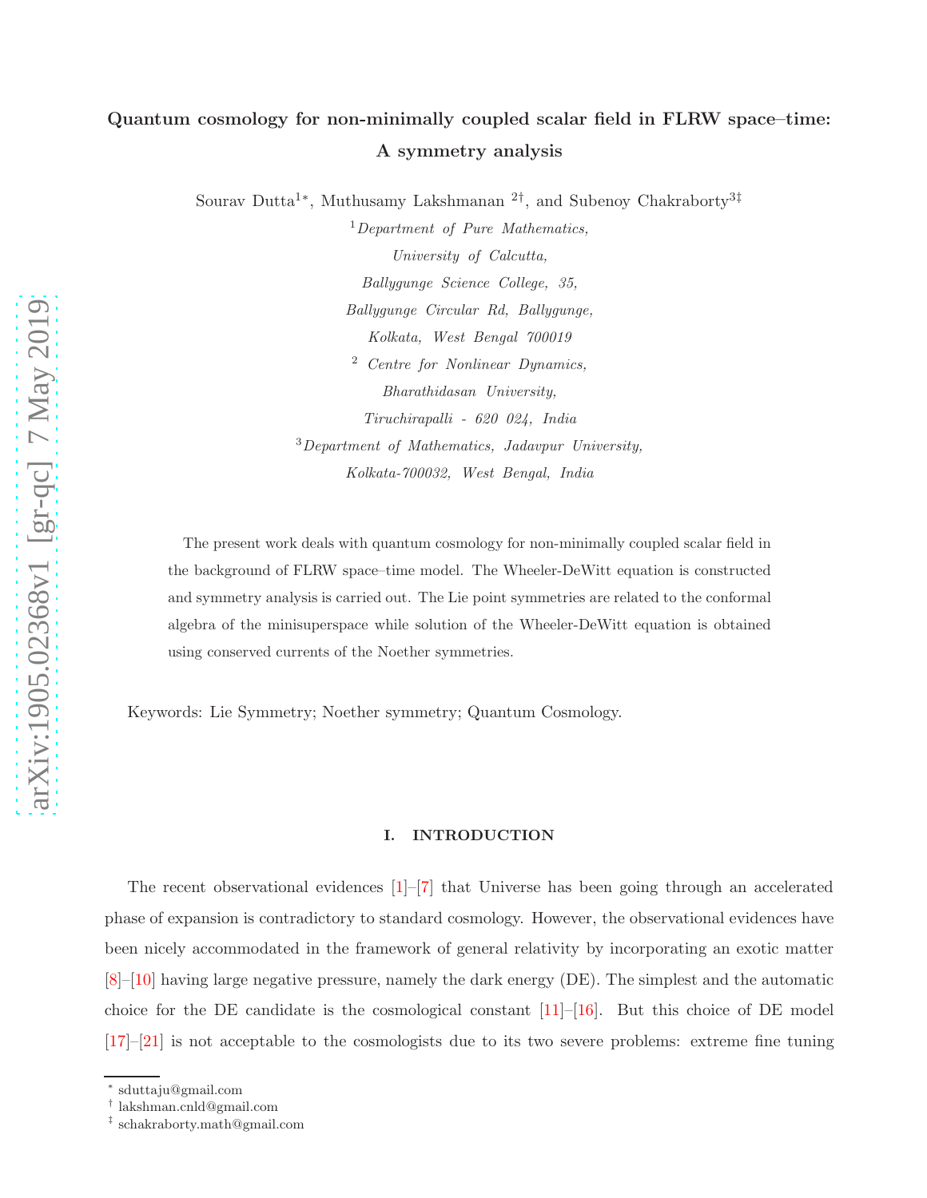# Quantum cosmology for non-minimally coupled scalar field in FLRW space–time: A symmetry analysis

Sourav Dutta[1*], Muthusamy Lakshmanan [2†], and Subenoy Chakraborty[3‡]

[1]*Department of Pure Mathematics, University of Calcutta, Ballygunge Science College, 35, Ballygunge Circular Rd, Ballygunge, Kolkata, West Bengal 700019*

[2] *Centre for Nonlinear Dynamics, Bharathidasan University, Tiruchirapalli - 620 024, India*

[3]*Department of Mathematics, Jadavpur University, Kolkata-700032, West Bengal, India*

The present work deals with quantum cosmology for non-minimally coupled scalar field in the background of FLRW space–time model. The Wheeler-DeWitt equation is constructed and symmetry analysis is carried out. The Lie point symmetries are related to the conformal algebra of the minisuperspace while solution of the Wheeler-DeWitt equation is obtained using conserved currents of the Noether symmetries.

Keywords: Lie Symmetry; Noether symmetry; Quantum Cosmology.

## I. INTRODUCTION

The recent observational evidences [1]–[7] that Universe has been going through an accelerated phase of expansion is contradictory to standard cosmology. However, the observational evidences have been nicely accommodated in the framework of general relativity by incorporating an exotic matter [8]–[10] having large negative pressure, namely the dark energy (DE). The simplest and the automatic choice for the DE candidate is the cosmological constant [11]–[16]. But this choice of DE model [17]–[21] is not acceptable to the cosmologists due to its two severe problems: extreme fine tuning

---

* sduttaju@gmail.com
† lakshman.cnld@gmail.com
‡ schakraborty.math@gmail.com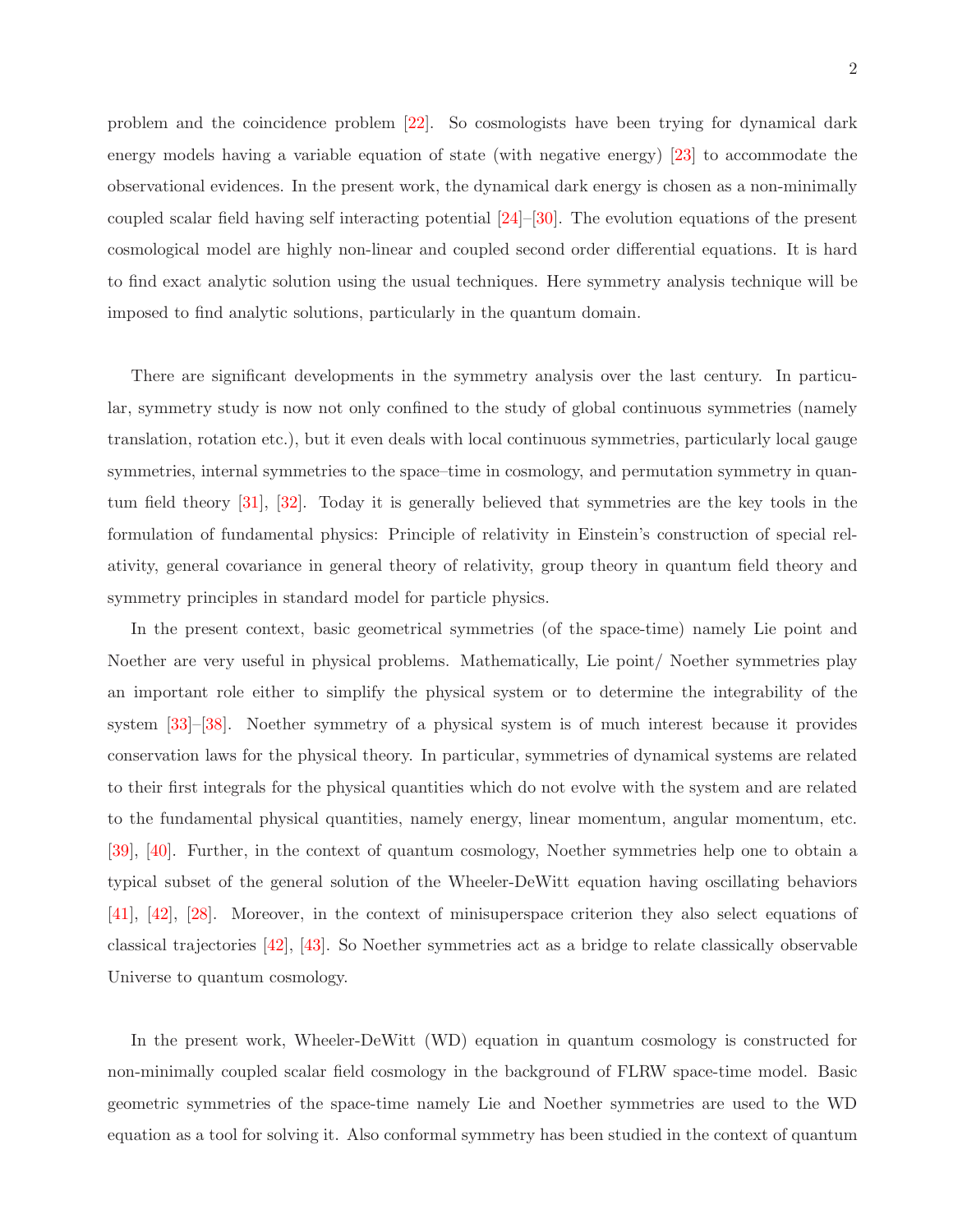problem and the coincidence problem [22]. So cosmologists have been trying for dynamical dark energy models having a variable equation of state (with negative energy) [23] to accommodate the observational evidences. In the present work, the dynamical dark energy is chosen as a non-minimally coupled scalar field having self interacting potential [24]–[30]. The evolution equations of the present cosmological model are highly non-linear and coupled second order differential equations. It is hard to find exact analytic solution using the usual techniques. Here symmetry analysis technique will be imposed to find analytic solutions, particularly in the quantum domain.

There are significant developments in the symmetry analysis over the last century. In particular, symmetry study is now not only confined to the study of global continuous symmetries (namely translation, rotation etc.), but it even deals with local continuous symmetries, particularly local gauge symmetries, internal symmetries to the space–time in cosmology, and permutation symmetry in quantum field theory [31], [32]. Today it is generally believed that symmetries are the key tools in the formulation of fundamental physics: Principle of relativity in Einstein's construction of special relativity, general covariance in general theory of relativity, group theory in quantum field theory and symmetry principles in standard model for particle physics.

In the present context, basic geometrical symmetries (of the space-time) namely Lie point and Noether are very useful in physical problems. Mathematically, Lie point/ Noether symmetries play an important role either to simplify the physical system or to determine the integrability of the system [33]–[38]. Noether symmetry of a physical system is of much interest because it provides conservation laws for the physical theory. In particular, symmetries of dynamical systems are related to their first integrals for the physical quantities which do not evolve with the system and are related to the fundamental physical quantities, namely energy, linear momentum, angular momentum, etc. [39], [40]. Further, in the context of quantum cosmology, Noether symmetries help one to obtain a typical subset of the general solution of the Wheeler-DeWitt equation having oscillating behaviors [41], [42], [28]. Moreover, in the context of minisuperspace criterion they also select equations of classical trajectories [42], [43]. So Noether symmetries act as a bridge to relate classically observable Universe to quantum cosmology.

In the present work, Wheeler-DeWitt (WD) equation in quantum cosmology is constructed for non-minimally coupled scalar field cosmology in the background of FLRW space-time model. Basic geometric symmetries of the space-time namely Lie and Noether symmetries are used to the WD equation as a tool for solving it. Also conformal symmetry has been studied in the context of quantum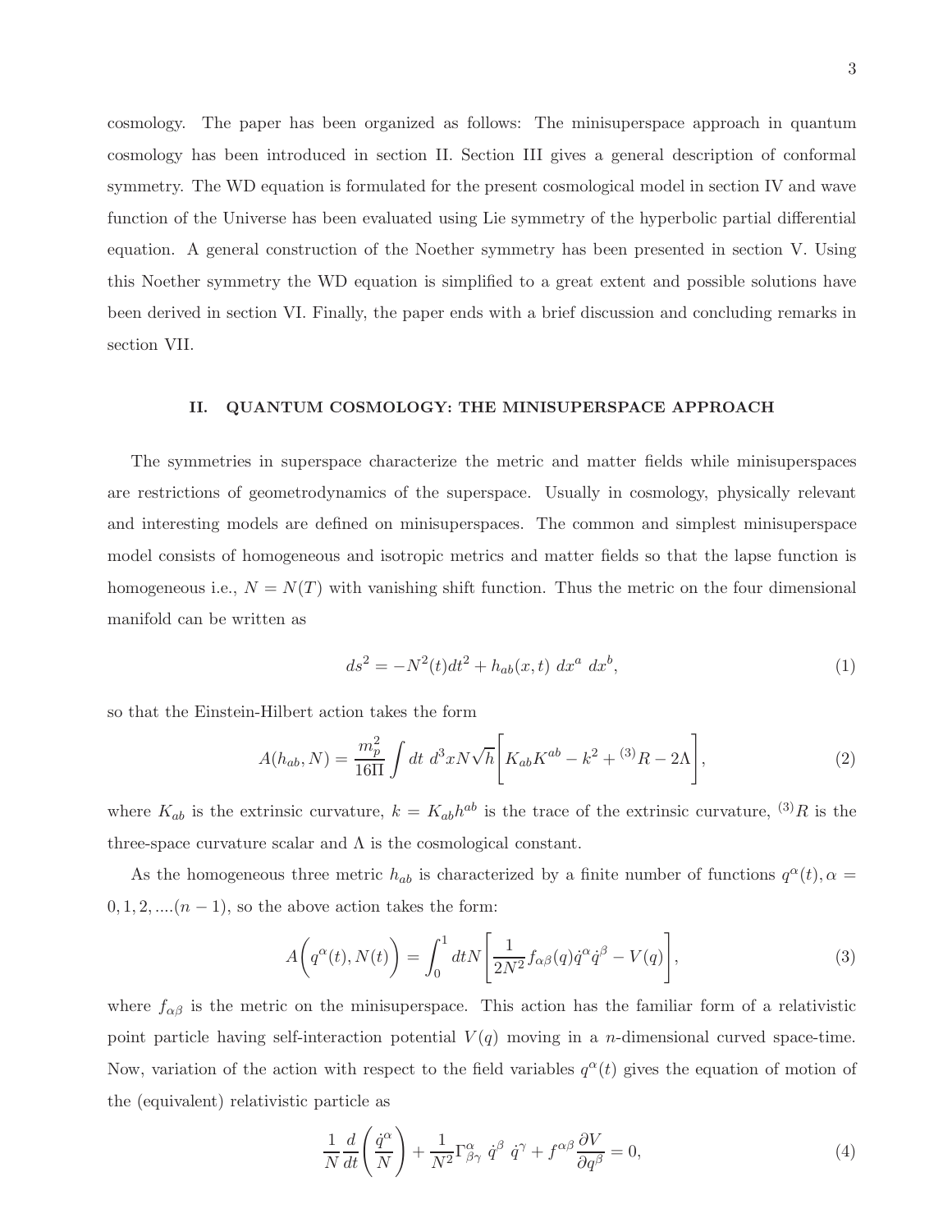cosmology. The paper has been organized as follows: The minisuperspace approach in quantum cosmology has been introduced in section II. Section III gives a general description of conformal symmetry. The WD equation is formulated for the present cosmological model in section IV and wave function of the Universe has been evaluated using Lie symmetry of the hyperbolic partial differential equation. A general construction of the Noether symmetry has been presented in section V. Using this Noether symmetry the WD equation is simplified to a great extent and possible solutions have been derived in section VI. Finally, the paper ends with a brief discussion and concluding remarks in section VII.

## II. QUANTUM COSMOLOGY: THE MINISUPERSPACE APPROACH

The symmetries in superspace characterize the metric and matter fields while minisuperspaces are restrictions of geometrodynamics of the superspace. Usually in cosmology, physically relevant and interesting models are defined on minisuperspaces. The common and simplest minisuperspace model consists of homogeneous and isotropic metrics and matter fields so that the lapse function is homogeneous i.e., $N = N(T)$ with vanishing shift function. Thus the metric on the four dimensional manifold can be written as

$$ds^2 = -N^2(t)dt^2 + h_{ab}(x,t)\ dx^a\ dx^b, \tag{1}$$

so that the Einstein-Hilbert action takes the form

$$A(h_{ab}, N) = \frac{m_p^2}{16\Pi}\int dt\ d^3x N\sqrt{h}\bigg[K_{ab}K^{ab} - k^2 + {}^{(3)}R - 2\Lambda\bigg], \tag{2}$$

where $K_{ab}$ is the extrinsic curvature, $k = K_{ab}h^{ab}$ is the trace of the extrinsic curvature, ${}^{(3)}R$ is the three-space curvature scalar and $\Lambda$ is the cosmological constant.

As the homogeneous three metric $h_{ab}$ is characterized by a finite number of functions $q^\alpha(t), \alpha = 0, 1, 2, ....(n-1)$, so the above action takes the form:

$$A\bigg(q^\alpha(t), N(t)\bigg) = \int_0^1 dt N\bigg[\frac{1}{2N^2}f_{\alpha\beta}(q)\dot{q}^\alpha\dot{q}^\beta - V(q)\bigg], \tag{3}$$

where $f_{\alpha\beta}$ is the metric on the minisuperspace. This action has the familiar form of a relativistic point particle having self-interaction potential $V(q)$ moving in a $n$-dimensional curved space-time. Now, variation of the action with respect to the field variables $q^\alpha(t)$ gives the equation of motion of the (equivalent) relativistic particle as

$$\frac{1}{N}\frac{d}{dt}\bigg(\frac{\dot{q}^\alpha}{N}\bigg) + \frac{1}{N^2}\Gamma^\alpha_{\beta\gamma}\ \dot{q}^\beta\ \dot{q}^\gamma + f^{\alpha\beta}\frac{\partial V}{\partial q^\beta} = 0, \tag{4}$$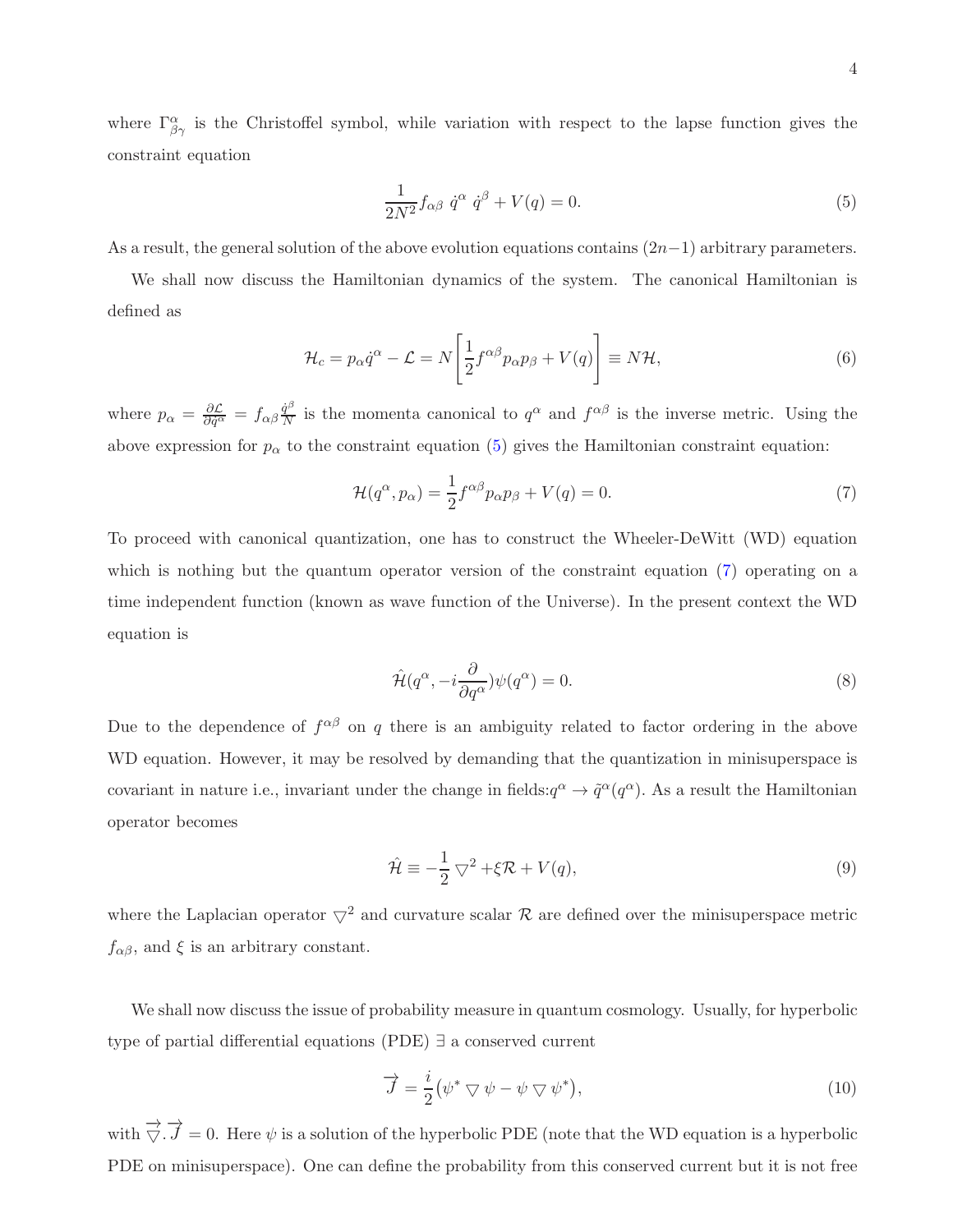where $\Gamma^{\alpha}_{\beta\gamma}$ is the Christoffel symbol, while variation with respect to the lapse function gives the constraint equation

$$\frac{1}{2N^2} f_{\alpha\beta} \; \dot{q}^{\alpha} \; \dot{q}^{\beta} + V(q) = 0. \tag{5}$$

As a result, the general solution of the above evolution equations contains $(2n-1)$ arbitrary parameters.

We shall now discuss the Hamiltonian dynamics of the system. The canonical Hamiltonian is defined as

$$\mathcal{H}_c = p_{\alpha}\dot{q}^{\alpha} - \mathcal{L} = N\left[\frac{1}{2} f^{\alpha\beta} p_{\alpha} p_{\beta} + V(q)\right] \equiv N\mathcal{H}, \tag{6}$$

where $p_{\alpha} = \frac{\partial \mathcal{L}}{\partial \dot{q}^{\alpha}} = f_{\alpha\beta}\frac{\dot{q}^{\beta}}{N}$ is the momenta canonical to $q^{\alpha}$ and $f^{\alpha\beta}$ is the inverse metric. Using the above expression for $p_{\alpha}$ to the constraint equation (5) gives the Hamiltonian constraint equation:

$$\mathcal{H}(q^{\alpha}, p_{\alpha}) = \frac{1}{2} f^{\alpha\beta} p_{\alpha} p_{\beta} + V(q) = 0. \tag{7}$$

To proceed with canonical quantization, one has to construct the Wheeler-DeWitt (WD) equation which is nothing but the quantum operator version of the constraint equation (7) operating on a time independent function (known as wave function of the Universe). In the present context the WD equation is

$$\hat{\mathcal{H}}(q^{\alpha}, -i\frac{\partial}{\partial q^{\alpha}})\psi(q^{\alpha}) = 0. \tag{8}$$

Due to the dependence of $f^{\alpha\beta}$ on $q$ there is an ambiguity related to factor ordering in the above WD equation. However, it may be resolved by demanding that the quantization in minisuperspace is covariant in nature i.e., invariant under the change in fields:$q^{\alpha} \rightarrow \tilde{q}^{\alpha}(q^{\alpha})$. As a result the Hamiltonian operator becomes

$$\hat{\mathcal{H}} \equiv -\frac{1}{2} \bigtriangledown^2 + \xi\mathcal{R} + V(q), \tag{9}$$

where the Laplacian operator $\bigtriangledown^2$ and curvature scalar $\mathcal{R}$ are defined over the minisuperspace metric $f_{\alpha\beta}$, and $\xi$ is an arbitrary constant.

We shall now discuss the issue of probability measure in quantum cosmology. Usually, for hyperbolic type of partial differential equations (PDE) $\exists$ a conserved current

$$\overrightarrow{J} = \frac{i}{2}\left(\psi^* \bigtriangledown \psi - \psi \bigtriangledown \psi^*\right), \tag{10}$$

with $\overrightarrow{\bigtriangledown}.\overrightarrow{J} = 0$. Here $\psi$ is a solution of the hyperbolic PDE (note that the WD equation is a hyperbolic PDE on minisuperspace). One can define the probability from this conserved current but it is not free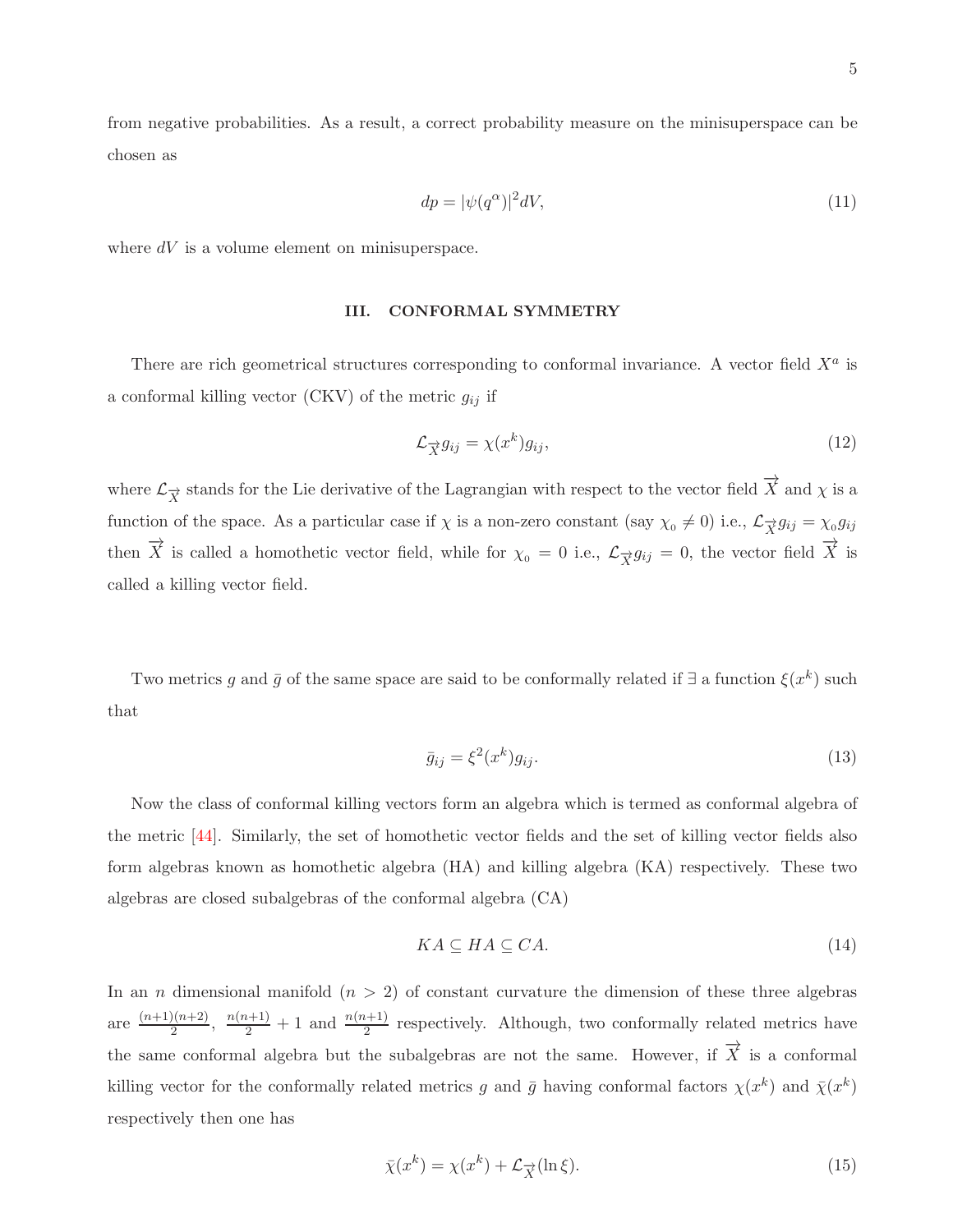from negative probabilities. As a result, a correct probability measure on the minisuperspace can be chosen as

$$dp = |\psi(q^\alpha)|^2 dV, \tag{11}$$

where $dV$ is a volume element on minisuperspace.

## III. CONFORMAL SYMMETRY

There are rich geometrical structures corresponding to conformal invariance. A vector field $X^a$ is a conformal killing vector (CKV) of the metric $g_{ij}$ if

$$\mathcal{L}_{\overrightarrow{X}} g_{ij} = \chi(x^k) g_{ij}, \tag{12}$$

where $\mathcal{L}_{\overrightarrow{X}}$ stands for the Lie derivative of the Lagrangian with respect to the vector field $\overrightarrow{X}$ and $\chi$ is a function of the space. As a particular case if $\chi$ is a non-zero constant (say $\chi_0 \neq 0$) i.e., $\mathcal{L}_{\overrightarrow{X}} g_{ij} = \chi_0 g_{ij}$ then $\overrightarrow{X}$ is called a homothetic vector field, while for $\chi_0 = 0$ i.e., $\mathcal{L}_{\overrightarrow{X}} g_{ij} = 0$, the vector field $\overrightarrow{X}$ is called a killing vector field.

Two metrics $g$ and $\bar{g}$ of the same space are said to be conformally related if $\exists$ a function $\xi(x^k)$ such that

$$\bar{g}_{ij} = \xi^2(x^k) g_{ij}. \tag{13}$$

Now the class of conformal killing vectors form an algebra which is termed as conformal algebra of the metric [44]. Similarly, the set of homothetic vector fields and the set of killing vector fields also form algebras known as homothetic algebra (HA) and killing algebra (KA) respectively. These two algebras are closed subalgebras of the conformal algebra (CA)

$$KA \subseteq HA \subseteq CA. \tag{14}$$

In an $n$ dimensional manifold ($n > 2$) of constant curvature the dimension of these three algebras are $\frac{(n+1)(n+2)}{2}$, $\frac{n(n+1)}{2} + 1$ and $\frac{n(n+1)}{2}$ respectively. Although, two conformally related metrics have the same conformal algebra but the subalgebras are not the same. However, if $\overrightarrow{X}$ is a conformal killing vector for the conformally related metrics $g$ and $\bar{g}$ having conformal factors $\chi(x^k)$ and $\bar{\chi}(x^k)$ respectively then one has

$$\bar{\chi}(x^k) = \chi(x^k) + \mathcal{L}_{\overrightarrow{X}}(\ln \xi). \tag{15}$$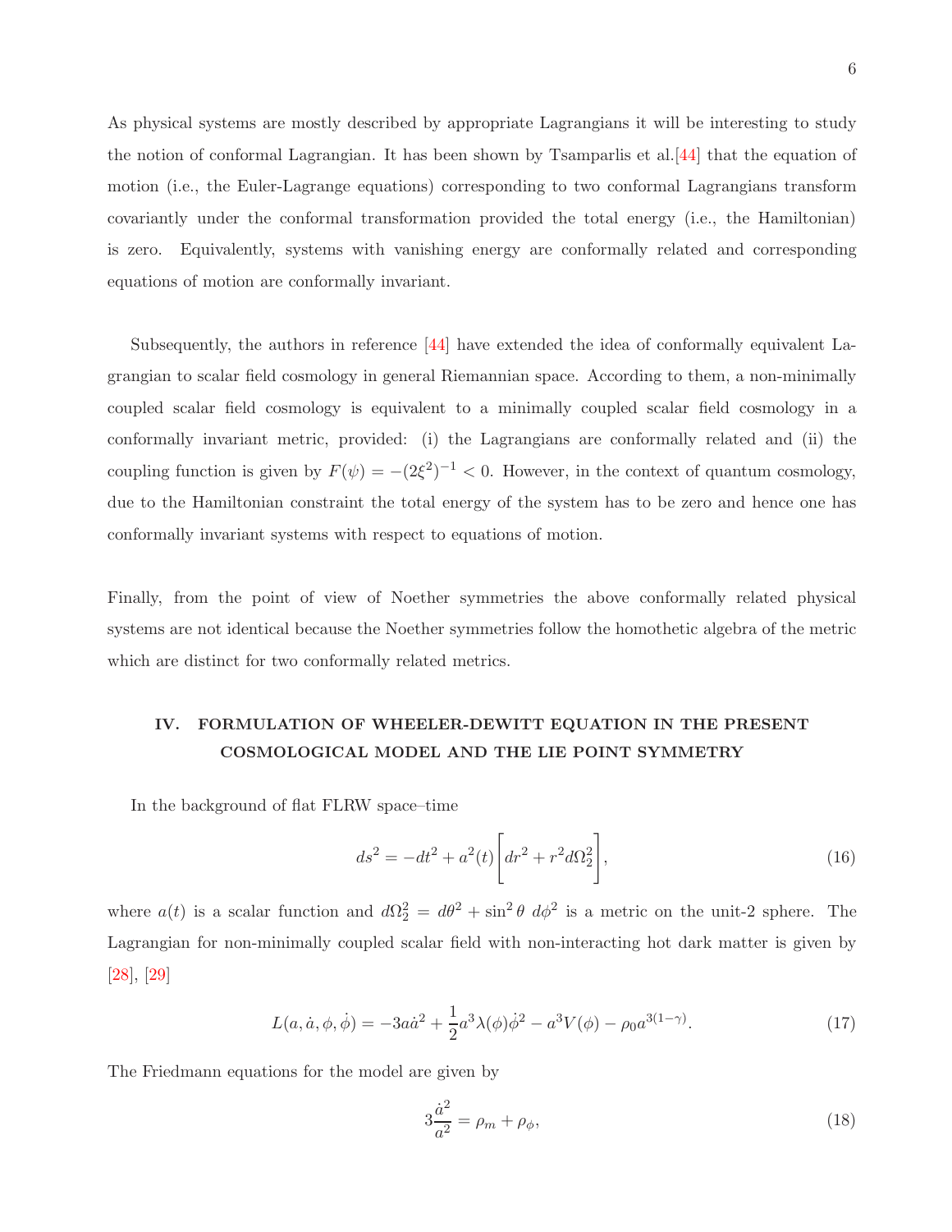As physical systems are mostly described by appropriate Lagrangians it will be interesting to study the notion of conformal Lagrangian. It has been shown by Tsamparlis et al.[44] that the equation of motion (i.e., the Euler-Lagrange equations) corresponding to two conformal Lagrangians transform covariantly under the conformal transformation provided the total energy (i.e., the Hamiltonian) is zero. Equivalently, systems with vanishing energy are conformally related and corresponding equations of motion are conformally invariant.

Subsequently, the authors in reference [44] have extended the idea of conformally equivalent Lagrangian to scalar field cosmology in general Riemannian space. According to them, a non-minimally coupled scalar field cosmology is equivalent to a minimally coupled scalar field cosmology in a conformally invariant metric, provided: (i) the Lagrangians are conformally related and (ii) the coupling function is given by $F(\psi) = -(2\xi^2)^{-1} < 0$. However, in the context of quantum cosmology, due to the Hamiltonian constraint the total energy of the system has to be zero and hence one has conformally invariant systems with respect to equations of motion.

Finally, from the point of view of Noether symmetries the above conformally related physical systems are not identical because the Noether symmetries follow the homothetic algebra of the metric which are distinct for two conformally related metrics.

## IV. FORMULATION OF WHEELER-DEWITT EQUATION IN THE PRESENT COSMOLOGICAL MODEL AND THE LIE POINT SYMMETRY

In the background of flat FLRW space–time

$$ds^2 = -dt^2 + a^2(t)\left[dr^2 + r^2 d\Omega_2^2\right], \tag{16}$$

where $a(t)$ is a scalar function and $d\Omega_2^2 = d\theta^2 + \sin^2\theta \; d\phi^2$ is a metric on the unit-2 sphere. The Lagrangian for non-minimally coupled scalar field with non-interacting hot dark matter is given by [28], [29]

$$L(a, \dot{a}, \phi, \dot{\phi}) = -3a\dot{a}^2 + \frac{1}{2}a^3\lambda(\phi)\dot{\phi}^2 - a^3 V(\phi) - \rho_0 a^{3(1-\gamma)}. \tag{17}$$

The Friedmann equations for the model are given by

$$3\frac{\dot{a}^2}{a^2} = \rho_m + \rho_\phi, \tag{18}$$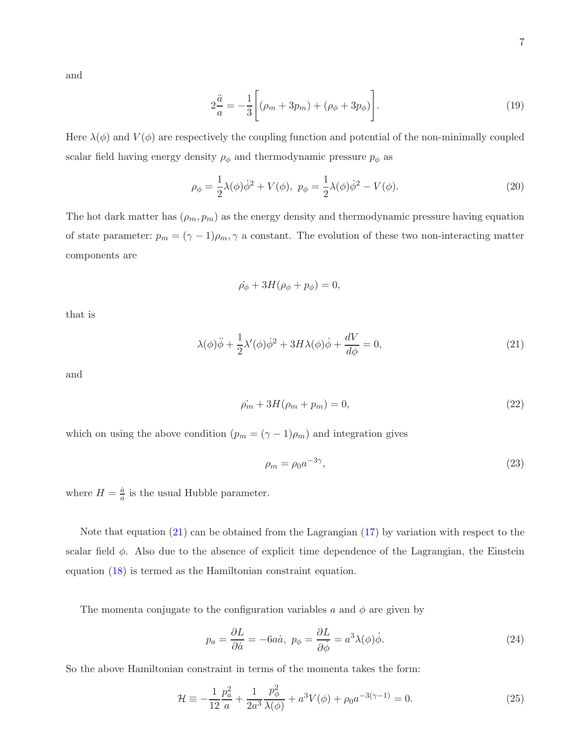and

$$2\frac{\ddot{a}}{a} = -\frac{1}{3}\Bigg[(\rho_m + 3p_m) + (\rho_\phi + 3p_\phi)\Bigg]. \tag{19}$$

Here $\lambda(\phi)$ and $V(\phi)$ are respectively the coupling function and potential of the non-minimally coupled scalar field having energy density $\rho_\phi$ and thermodynamic pressure $p_\phi$ as

$$\rho_\phi = \frac{1}{2}\lambda(\phi)\dot{\phi}^2 + V(\phi),\ p_\phi = \frac{1}{2}\lambda(\phi)\dot{\phi}^2 - V(\phi). \tag{20}$$

The hot dark matter has $(\rho_m, p_m)$ as the energy density and thermodynamic pressure having equation of state parameter: $p_m = (\gamma - 1)\rho_m, \gamma$ a constant. The evolution of these two non-interacting matter components are

$$\dot{\rho_\phi} + 3H(\rho_\phi + p_\phi) = 0,$$

that is

$$\lambda(\phi)\ddot{\phi} + \frac{1}{2}\lambda'(\phi)\dot{\phi}^2 + 3H\lambda(\phi)\dot{\phi} + \frac{dV}{d\phi} = 0, \tag{21}$$

and

$$\dot{\rho_m} + 3H(\rho_m + p_m) = 0, \tag{22}$$

which on using the above condition ($p_m = (\gamma - 1)\rho_m$) and integration gives

$$\rho_m = \rho_0 a^{-3\gamma}, \tag{23}$$

where $H = \frac{\dot{a}}{a}$ is the usual Hubble parameter.

Note that equation (21) can be obtained from the Lagrangian (17) by variation with respect to the scalar field $\phi$. Also due to the absence of explicit time dependence of the Lagrangian, the Einstein equation (18) is termed as the Hamiltonian constraint equation.

The momenta conjugate to the configuration variables $a$ and $\phi$ are given by

$$p_a = \frac{\partial L}{\partial \dot{a}} = -6a\dot{a},\ p_\phi = \frac{\partial L}{\partial \dot{\phi}} = a^3\lambda(\phi)\dot{\phi}. \tag{24}$$

So the above Hamiltonian constraint in terms of the momenta takes the form:

$$\mathcal{H} \equiv -\frac{1}{12}\frac{p_a^2}{a} + \frac{1}{2a^3}\frac{p_\phi^2}{\lambda(\phi)} + a^3 V(\phi) + \rho_0 a^{-3(\gamma-1)} = 0. \tag{25}$$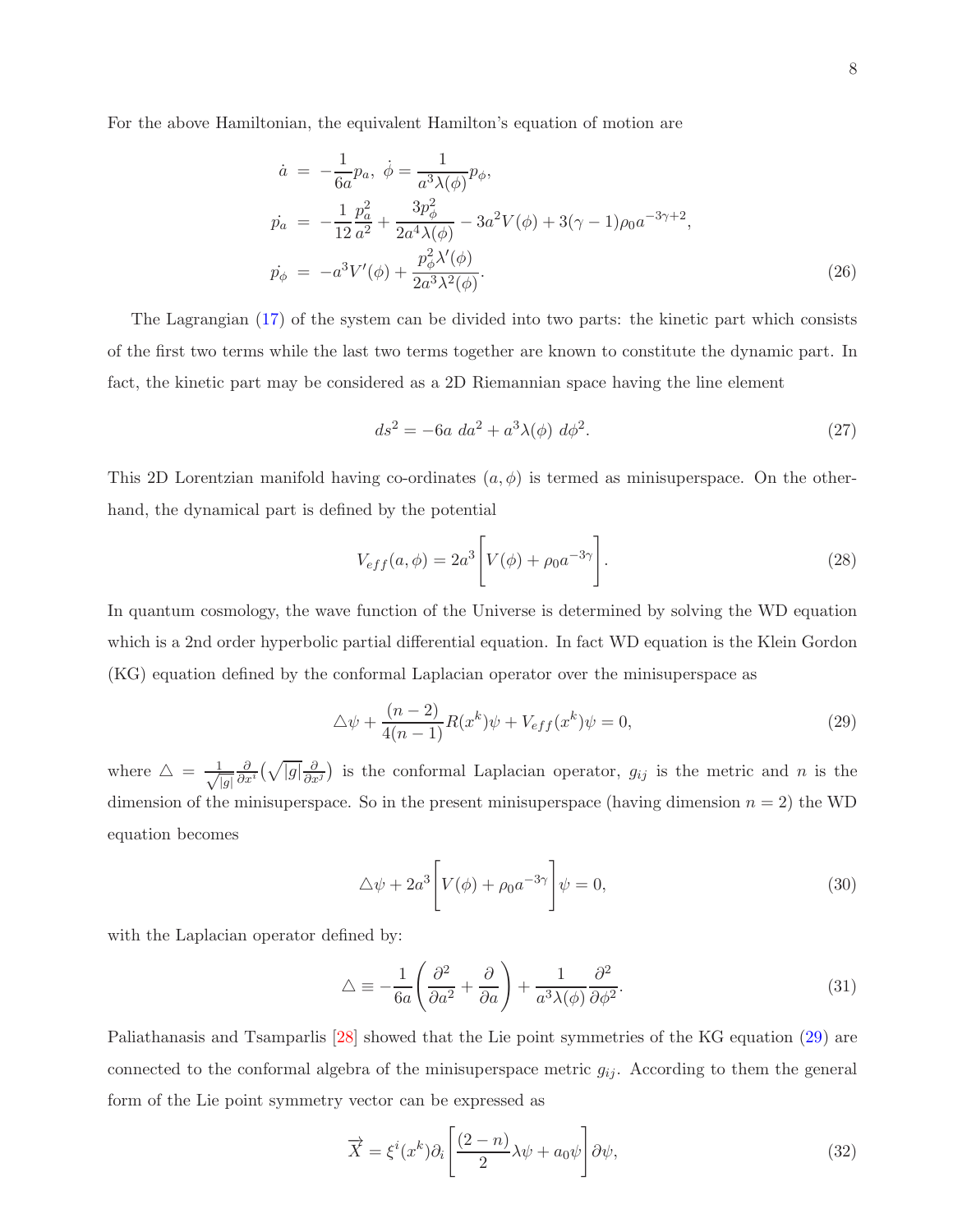For the above Hamiltonian, the equivalent Hamilton's equation of motion are

$$
\begin{aligned}
\dot{a} &= -\frac{1}{6a}p_a, \ \dot{\phi} = \frac{1}{a^3\lambda(\phi)}p_\phi, \\
\dot{p_a} &= -\frac{1}{12}\frac{p_a^2}{a^2} + \frac{3p_\phi^2}{2a^4\lambda(\phi)} - 3a^2V(\phi) + 3(\gamma-1)\rho_0 a^{-3\gamma+2}, \\
\dot{p_\phi} &= -a^3V'(\phi) + \frac{p_\phi^2\lambda'(\phi)}{2a^3\lambda^2(\phi)}.
\end{aligned} \tag{26}
$$

The Lagrangian (17) of the system can be divided into two parts: the kinetic part which consists of the first two terms while the last two terms together are known to constitute the dynamic part. In fact, the kinetic part may be considered as a 2D Riemannian space having the line element

$$
ds^2 = -6a\ da^2 + a^3\lambda(\phi)\ d\phi^2. \tag{27}
$$

This 2D Lorentzian manifold having co-ordinates $(a, \phi)$ is termed as minisuperspace. On the other-hand, the dynamical part is defined by the potential

$$
V_{eff}(a,\phi) = 2a^3\Bigg[V(\phi) + \rho_0 a^{-3\gamma}\Bigg]. \tag{28}
$$

In quantum cosmology, the wave function of the Universe is determined by solving the WD equation which is a 2nd order hyperbolic partial differential equation. In fact WD equation is the Klein Gordon (KG) equation defined by the conformal Laplacian operator over the minisuperspace as

$$
\triangle\psi + \frac{(n-2)}{4(n-1)}R(x^k)\psi + V_{eff}(x^k)\psi = 0, \tag{29}
$$

where $\triangle = \frac{1}{\sqrt{|g|}}\frac{\partial}{\partial x^i}\big(\sqrt{|g|}\frac{\partial}{\partial x^j}\big)$ is the conformal Laplacian operator, $g_{ij}$ is the metric and $n$ is the dimension of the minisuperspace. So in the present minisuperspace (having dimension $n = 2$) the WD equation becomes

$$
\triangle\psi + 2a^3\Bigg[V(\phi) + \rho_0 a^{-3\gamma}\Bigg]\psi = 0, \tag{30}
$$

with the Laplacian operator defined by:

$$
\triangle \equiv -\frac{1}{6a}\left(\frac{\partial^2}{\partial a^2} + \frac{\partial}{\partial a}\right) + \frac{1}{a^3\lambda(\phi)}\frac{\partial^2}{\partial\phi^2}. \tag{31}
$$

Paliathanasis and Tsamparlis [28] showed that the Lie point symmetries of the KG equation (29) are connected to the conformal algebra of the minisuperspace metric $g_{ij}$. According to them the general form of the Lie point symmetry vector can be expressed as

$$
\overrightarrow{X} = \xi^i(x^k)\partial_i\Bigg[\frac{(2-n)}{2}\lambda\psi + a_0\psi\Bigg]\partial\psi, \tag{32}
$$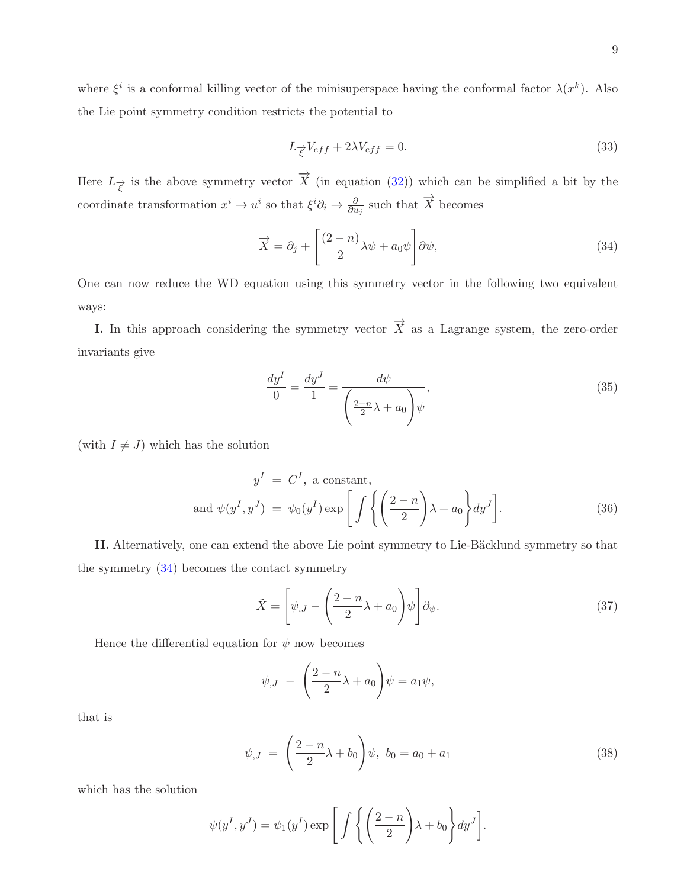where $\xi^i$ is a conformal killing vector of the minisuperspace having the conformal factor $\lambda(x^k)$. Also the Lie point symmetry condition restricts the potential to

$$
L_{\overrightarrow{\xi}} V_{eff} + 2\lambda V_{eff} = 0. \tag{33}
$$

Here $L_{\overrightarrow{\xi}}$ is the above symmetry vector $\overrightarrow{X}$ (in equation (32)) which can be simplified a bit by the coordinate transformation $x^i \to u^i$ so that $\xi^i \partial_i \to \frac{\partial}{\partial u_j}$ such that $\overrightarrow{X}$ becomes

$$
\overrightarrow{X} = \partial_j + \left[ \frac{(2-n)}{2} \lambda \psi + a_0 \psi \right] \partial \psi, \tag{34}
$$

One can now reduce the WD equation using this symmetry vector in the following two equivalent ways:

**I.** In this approach considering the symmetry vector $\overrightarrow{X}$ as a Lagrange system, the zero-order invariants give

$$
\frac{dy^I}{0} = \frac{dy^J}{1} = \frac{d\psi}{\left( \frac{2-n}{2} \lambda + a_0 \right) \psi}, \tag{35}
$$

(with $I \neq J$) which has the solution

$$
\begin{aligned}
y^I &= C^I, \text{ a constant,} \\
\text{and } \psi(y^I, y^J) &= \psi_0(y^I) \exp \left[ \int \left\{ \left( \frac{2-n}{2} \right) \lambda + a_0 \right\} dy^J \right].
\end{aligned} \tag{36}
$$

**II.** Alternatively, one can extend the above Lie point symmetry to Lie-Bäcklund symmetry so that the symmetry (34) becomes the contact symmetry

$$
\tilde{X} = \left[ \psi_{,J} - \left( \frac{2-n}{2} \lambda + a_0 \right) \psi \right] \partial_\psi. \tag{37}
$$

Hence the differential equation for $\psi$ now becomes

$$
\psi_{,J} - \left( \frac{2-n}{2} \lambda + a_0 \right) \psi = a_1 \psi,
$$

that is

$$
\psi_{,J} = \left( \frac{2-n}{2} \lambda + b_0 \right) \psi, \; b_0 = a_0 + a_1 \tag{38}
$$

which has the solution

$$
\psi(y^I, y^J) = \psi_1(y^I) \exp \left[ \int \left\{ \left( \frac{2-n}{2} \right) \lambda + b_0 \right\} dy^J \right].
$$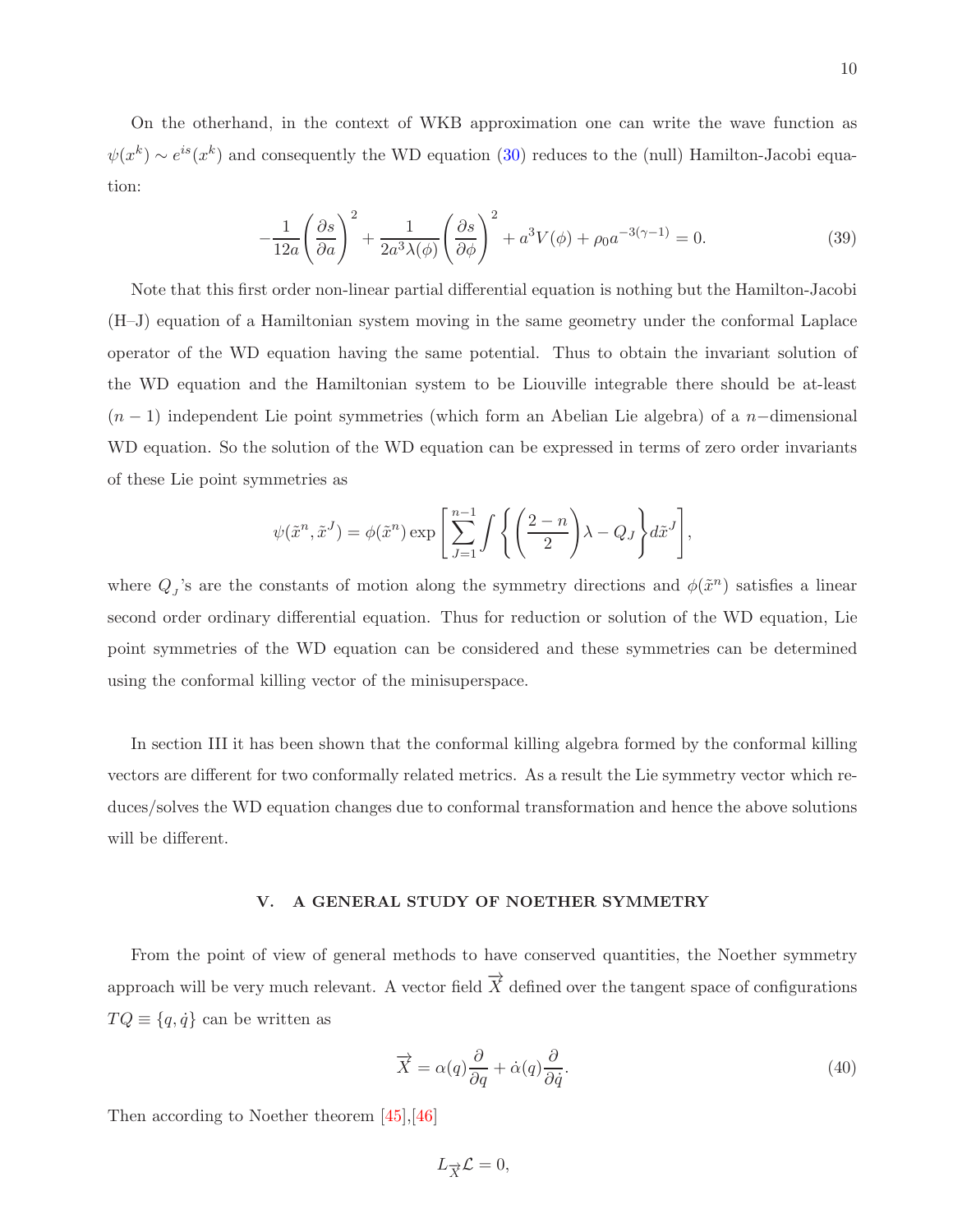On the otherhand, in the context of WKB approximation one can write the wave function as $\psi(x^k) \sim e^{is}(x^k)$ and consequently the WD equation (30) reduces to the (null) Hamilton-Jacobi equation:

$$-\frac{1}{12a}\left(\frac{\partial s}{\partial a}\right)^2 + \frac{1}{2a^3\lambda(\phi)}\left(\frac{\partial s}{\partial \phi}\right)^2 + a^3V(\phi) + \rho_0 a^{-3(\gamma-1)} = 0. \tag{39}$$

Note that this first order non-linear partial differential equation is nothing but the Hamilton-Jacobi (H–J) equation of a Hamiltonian system moving in the same geometry under the conformal Laplace operator of the WD equation having the same potential. Thus to obtain the invariant solution of the WD equation and the Hamiltonian system to be Liouville integrable there should be at-least $(n-1)$ independent Lie point symmetries (which form an Abelian Lie algebra) of a $n-$dimensional WD equation. So the solution of the WD equation can be expressed in terms of zero order invariants of these Lie point symmetries as

$$\psi(\tilde{x}^n, \tilde{x}^J) = \phi(\tilde{x}^n)\exp\left[\sum_{J=1}^{n-1}\int\left\{\left(\frac{2-n}{2}\right)\lambda - Q_J\right\}d\tilde{x}^J\right],$$

where $Q_J$'s are the constants of motion along the symmetry directions and $\phi(\tilde{x}^n)$ satisfies a linear second order ordinary differential equation. Thus for reduction or solution of the WD equation, Lie point symmetries of the WD equation can be considered and these symmetries can be determined using the conformal killing vector of the minisuperspace.

In section III it has been shown that the conformal killing algebra formed by the conformal killing vectors are different for two conformally related metrics. As a result the Lie symmetry vector which reduces/solves the WD equation changes due to conformal transformation and hence the above solutions will be different.

## V. A GENERAL STUDY OF NOETHER SYMMETRY

From the point of view of general methods to have conserved quantities, the Noether symmetry approach will be very much relevant. A vector field $\overrightarrow{X}$ defined over the tangent space of configurations $TQ \equiv \{q, \dot{q}\}$ can be written as

$$\overrightarrow{X} = \alpha(q)\frac{\partial}{\partial q} + \dot{\alpha}(q)\frac{\partial}{\partial \dot{q}}. \tag{40}$$

Then according to Noether theorem [45],[46]

$$L_{\overrightarrow{X}}\mathcal{L} = 0,$$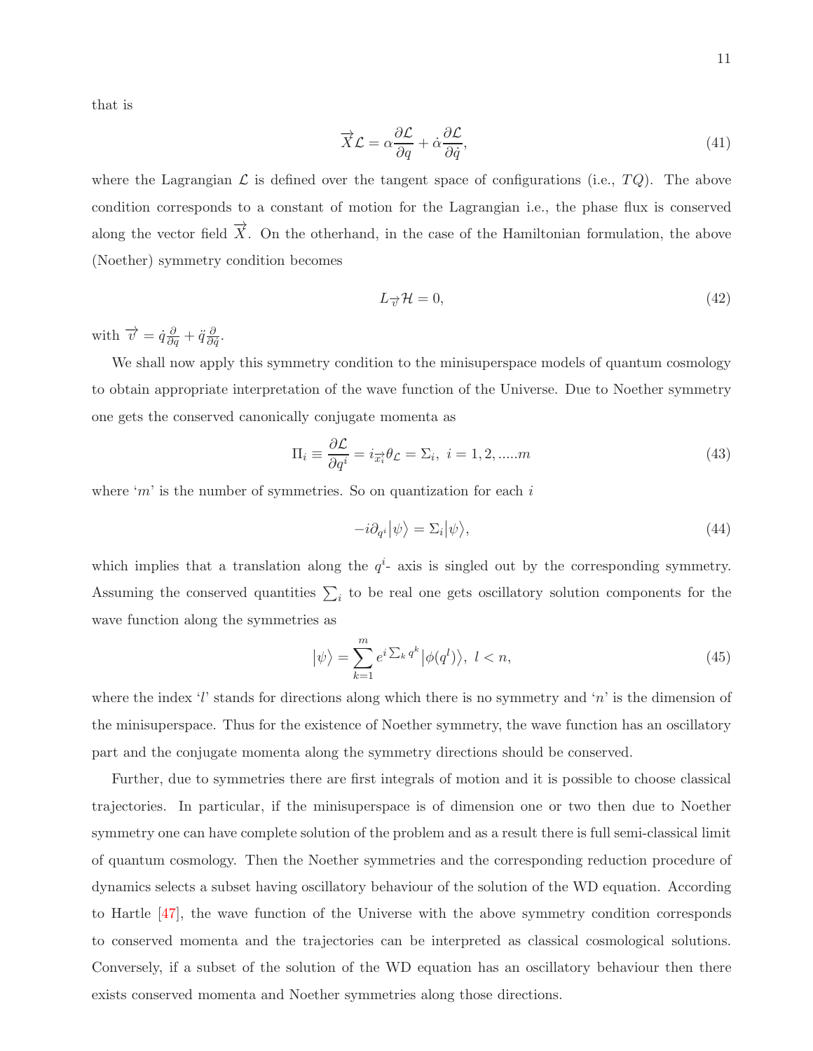that is

$$\overrightarrow{X}\mathcal{L} = \alpha\frac{\partial\mathcal{L}}{\partial q} + \dot{\alpha}\frac{\partial\mathcal{L}}{\partial\dot{q}}, \tag{41}$$

where the Lagrangian $\mathcal{L}$ is defined over the tangent space of configurations (i.e., $TQ$). The above condition corresponds to a constant of motion for the Lagrangian i.e., the phase flux is conserved along the vector field $\overrightarrow{X}$. On the otherhand, in the case of the Hamiltonian formulation, the above (Noether) symmetry condition becomes

$$L_{\overrightarrow{v}}\mathcal{H} = 0, \tag{42}$$

with $\overrightarrow{v} = \dot{q}\frac{\partial}{\partial q} + \ddot{q}\frac{\partial}{\partial\dot{q}}$.

We shall now apply this symmetry condition to the minisuperspace models of quantum cosmology to obtain appropriate interpretation of the wave function of the Universe. Due to Noether symmetry one gets the conserved canonically conjugate momenta as

$$\Pi_i \equiv \frac{\partial\mathcal{L}}{\partial q^i} = i_{\overrightarrow{x_i}}\theta_{\mathcal{L}} = \Sigma_i, \; i = 1, 2, .....m \tag{43}$$

where '$m$' is the number of symmetries. So on quantization for each $i$

$$-i\partial_{q^i}\big|\psi\big\rangle = \Sigma_i\big|\psi\big\rangle, \tag{44}$$

which implies that a translation along the $q^i$- axis is singled out by the corresponding symmetry. Assuming the conserved quantities $\sum_i$ to be real one gets oscillatory solution components for the wave function along the symmetries as

$$\big|\psi\big\rangle = \sum_{k=1}^{m} e^{i\sum_k q^k}\big|\phi(q^l)\big\rangle, \; l < n, \tag{45}$$

where the index '$l$' stands for directions along which there is no symmetry and '$n$' is the dimension of the minisuperspace. Thus for the existence of Noether symmetry, the wave function has an oscillatory part and the conjugate momenta along the symmetry directions should be conserved.

Further, due to symmetries there are first integrals of motion and it is possible to choose classical trajectories. In particular, if the minisuperspace is of dimension one or two then due to Noether symmetry one can have complete solution of the problem and as a result there is full semi-classical limit of quantum cosmology. Then the Noether symmetries and the corresponding reduction procedure of dynamics selects a subset having oscillatory behaviour of the solution of the WD equation. According to Hartle [47], the wave function of the Universe with the above symmetry condition corresponds to conserved momenta and the trajectories can be interpreted as classical cosmological solutions. Conversely, if a subset of the solution of the WD equation has an oscillatory behaviour then there exists conserved momenta and Noether symmetries along those directions.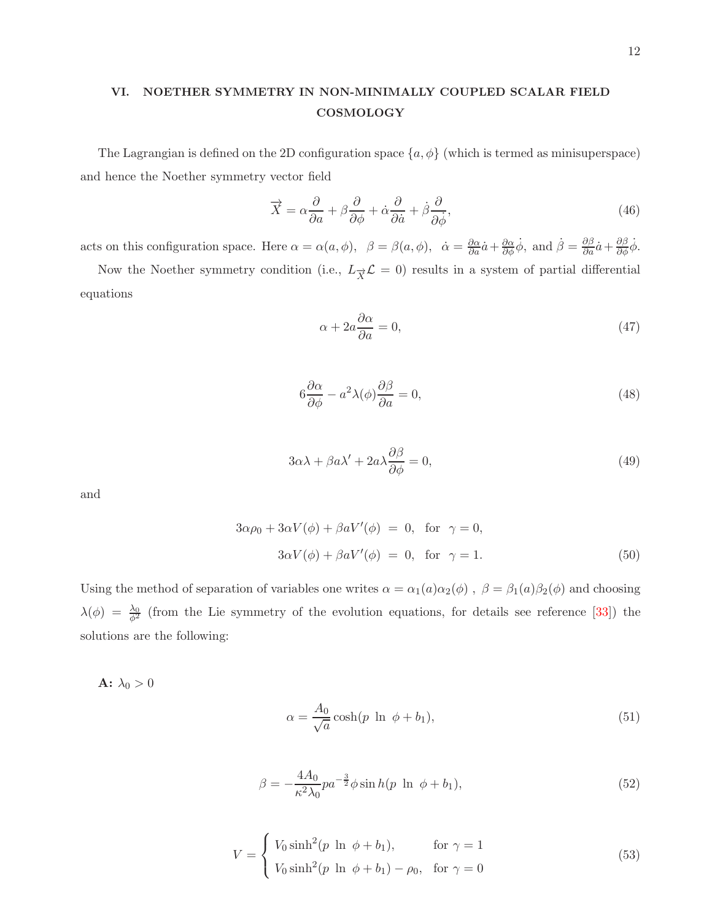## VI. NOETHER SYMMETRY IN NON-MINIMALLY COUPLED SCALAR FIELD COSMOLOGY

The Lagrangian is defined on the 2D configuration space $\{a, \phi\}$ (which is termed as minisuperspace) and hence the Noether symmetry vector field

$$\overrightarrow{X} = \alpha \frac{\partial}{\partial a} + \beta \frac{\partial}{\partial \phi} + \dot{\alpha} \frac{\partial}{\partial \dot{a}} + \dot{\beta} \frac{\partial}{\partial \dot{\phi}}, \tag{46}$$

acts on this configuration space. Here $\alpha = \alpha(a, \phi)$, $\beta = \beta(a, \phi)$, $\dot{\alpha} = \frac{\partial \alpha}{\partial a}\dot{a} + \frac{\partial \alpha}{\partial \phi}\dot{\phi}$, and $\dot{\beta} = \frac{\partial \beta}{\partial a}\dot{a} + \frac{\partial \beta}{\partial \phi}\dot{\phi}$.

Now the Noether symmetry condition (i.e., $L_{\overrightarrow{X}}\mathcal{L} = 0$) results in a system of partial differential equations

$$\alpha + 2a\frac{\partial \alpha}{\partial a} = 0, \tag{47}$$

$$6\frac{\partial \alpha}{\partial \phi} - a^2 \lambda(\phi) \frac{\partial \beta}{\partial a} = 0, \tag{48}$$

$$3\alpha\lambda + \beta a \lambda' + 2a\lambda \frac{\partial \beta}{\partial \phi} = 0, \tag{49}$$

and

$$\begin{aligned} 3\alpha\rho_0 + 3\alpha V(\phi) + \beta a V'(\phi) &= 0, \quad \text{for} \quad \gamma = 0, \\ 3\alpha V(\phi) + \beta a V'(\phi) &= 0, \quad \text{for} \quad \gamma = 1. \end{aligned} \tag{50}$$

Using the method of separation of variables one writes $\alpha = \alpha_1(a)\alpha_2(\phi)$ , $\beta = \beta_1(a)\beta_2(\phi)$ and choosing $\lambda(\phi) = \frac{\lambda_0}{\phi^2}$ (from the Lie symmetry of the evolution equations, for details see reference [33]) the solutions are the following:

**A:** $\lambda_0 > 0$

$$\alpha = \frac{A_0}{\sqrt{a}} \cosh(p \ \ln \ \phi + b_1), \tag{51}$$

$$\beta = -\frac{4A_0}{\kappa^2 \lambda_0} p a^{-\frac{3}{2}} \phi \sinh(p \ \ln \ \phi + b_1), \tag{52}$$

$$V = \begin{cases} V_0 \sinh^2(p \ \ln \ \phi + b_1), & \text{for } \gamma = 1 \\ V_0 \sinh^2(p \ \ln \ \phi + b_1) - \rho_0, & \text{for } \gamma = 0 \end{cases} \tag{53}$$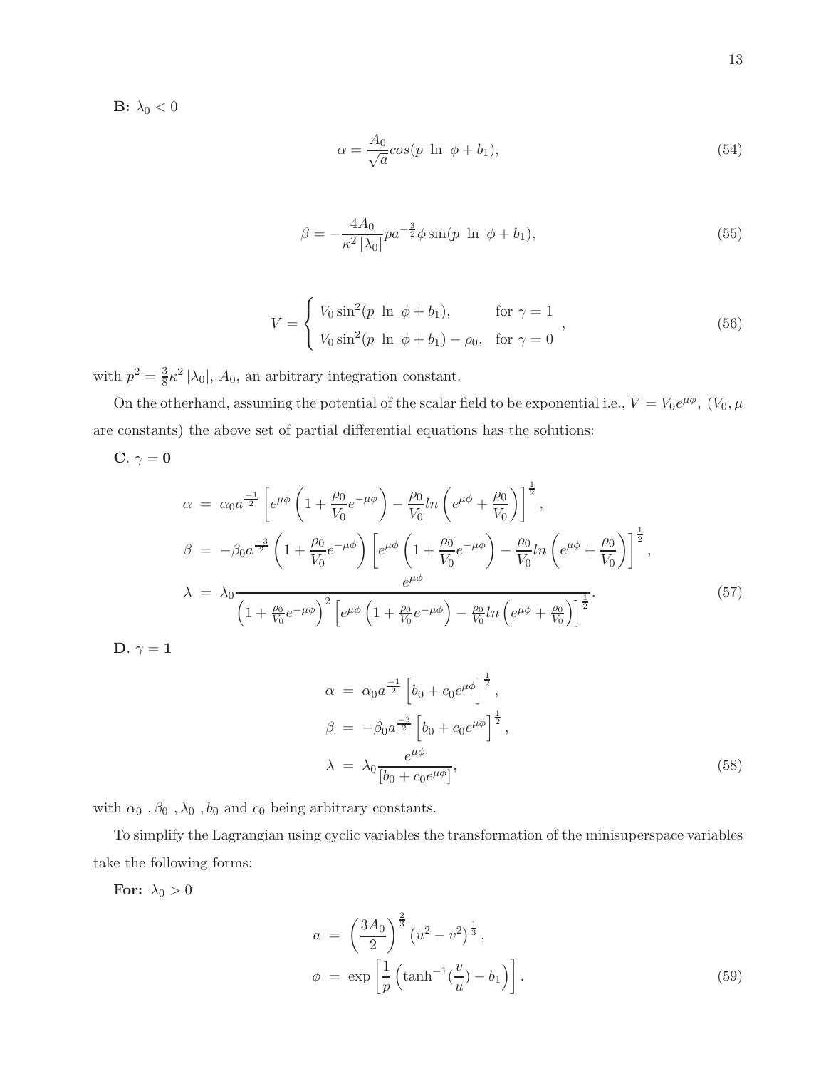**B:** $\lambda_0 < 0$

$$\alpha = \frac{A_0}{\sqrt{a}} cos(p \ \ln \ \phi + b_1), \tag{54}$$

$$\beta = -\frac{4A_0}{\kappa^2 |\lambda_0|} p a^{-\frac{3}{2}} \phi \sin(p \ \ln \ \phi + b_1), \tag{55}$$

$$V = \begin{cases} V_0 \sin^2(p \ \ln \ \phi + b_1), & \text{for } \gamma = 1 \\ V_0 \sin^2(p \ \ln \ \phi + b_1) - \rho_0, & \text{for } \gamma = 0 \end{cases}, \tag{56}$$

with $p^2 = \frac{3}{8}\kappa^2 |\lambda_0|$, $A_0$, an arbitrary integration constant.

On the otherhand, assuming the potential of the scalar field to be exponential i.e., $V = V_0 e^{\mu\phi}$, $(V_0, \mu$ are constants) the above set of partial differential equations has the solutions:

**C**. $\gamma = \mathbf{0}$

$$\begin{aligned} \alpha &= \alpha_0 a^{\frac{-1}{2}} \left[ e^{\mu\phi}\left(1 + \frac{\rho_0}{V_0} e^{-\mu\phi}\right) - \frac{\rho_0}{V_0} ln\left(e^{\mu\phi} + \frac{\rho_0}{V_0}\right)\right]^{\frac{1}{2}}, \\ \beta &= -\beta_0 a^{\frac{-3}{2}} \left(1 + \frac{\rho_0}{V_0} e^{-\mu\phi}\right) \left[ e^{\mu\phi}\left(1 + \frac{\rho_0}{V_0} e^{-\mu\phi}\right) - \frac{\rho_0}{V_0} ln\left(e^{\mu\phi} + \frac{\rho_0}{V_0}\right)\right]^{\frac{1}{2}}, \\ \lambda &= \lambda_0 \frac{e^{\mu\phi}}{\left(1 + \frac{\rho_0}{V_0} e^{-\mu\phi}\right)^2 \left[ e^{\mu\phi}\left(1 + \frac{\rho_0}{V_0} e^{-\mu\phi}\right) - \frac{\rho_0}{V_0} ln\left(e^{\mu\phi} + \frac{\rho_0}{V_0}\right)\right]^{\frac{1}{2}}}. \end{aligned} \tag{57}$$

**D**. $\gamma = \mathbf{1}$

$$\begin{aligned} \alpha &= \alpha_0 a^{\frac{-1}{2}} \left[ b_0 + c_0 e^{\mu\phi} \right]^{\frac{1}{2}}, \\ \beta &= -\beta_0 a^{\frac{-3}{2}} \left[ b_0 + c_0 e^{\mu\phi} \right]^{\frac{1}{2}}, \\ \lambda &= \lambda_0 \frac{e^{\mu\phi}}{[b_0 + c_0 e^{\mu\phi}]}, \end{aligned} \tag{58}$$

with $\alpha_0$ , $\beta_0$ , $\lambda_0$ , $b_0$ and $c_0$ being arbitrary constants.

To simplify the Lagrangian using cyclic variables the transformation of the minisuperspace variables take the following forms:

**For:** $\lambda_0 > 0$

$$\begin{aligned} a &= \left(\frac{3A_0}{2}\right)^{\frac{2}{3}} \left(u^2 - v^2\right)^{\frac{1}{3}}, \\ \phi &= \exp\left[\frac{1}{p}\left(\tanh^{-1}\left(\frac{v}{u}\right) - b_1\right)\right]. \end{aligned} \tag{59}$$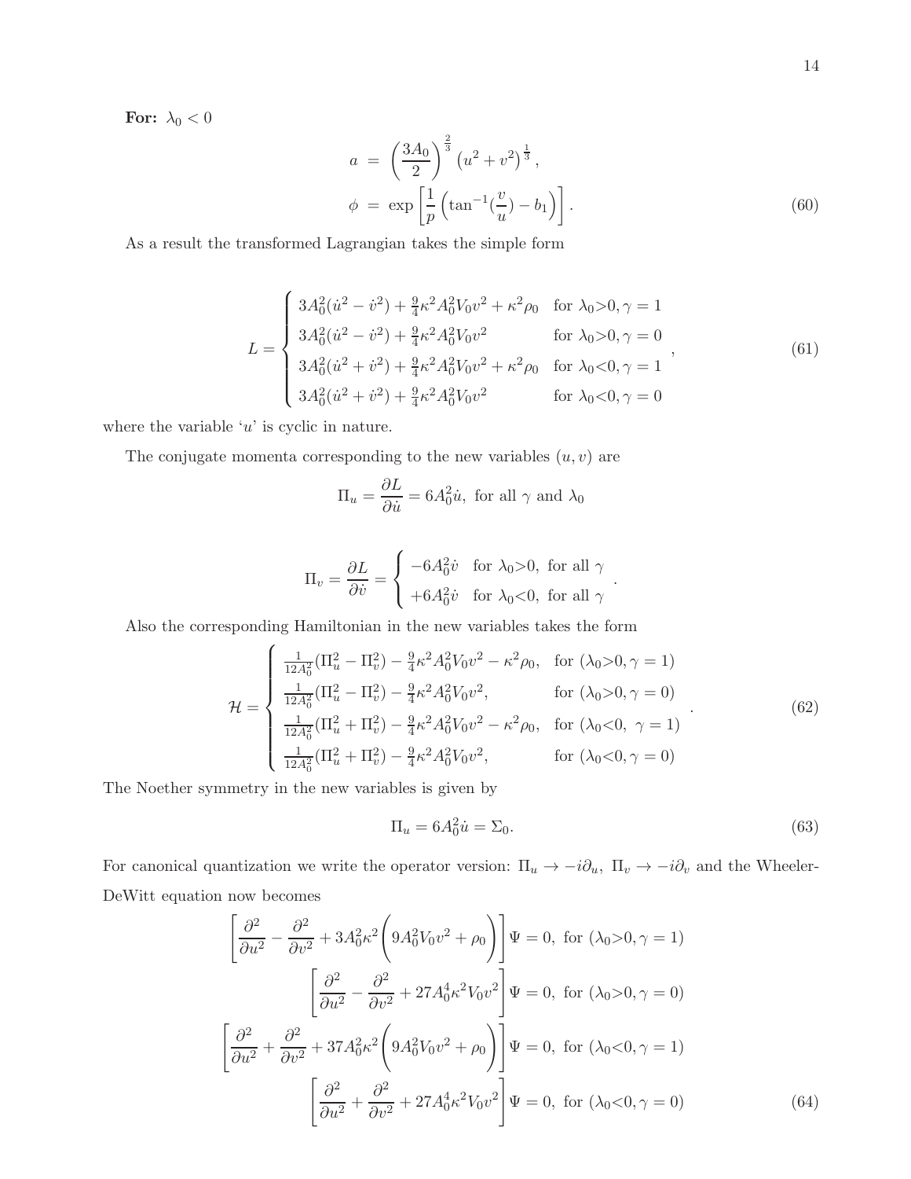**For:** $\lambda_0 < 0$

$$
\begin{aligned}
a &= \left(\frac{3A_0}{2}\right)^{\frac{2}{3}} \left(u^2 + v^2\right)^{\frac{1}{3}}, \\
\phi &= \exp\left[\frac{1}{p}\left(\tan^{-1}(\frac{v}{u}) - b_1\right)\right].
\end{aligned} \tag{60}
$$

As a result the transformed Lagrangian takes the simple form

$$
L = \begin{cases}
3A_0^2(\dot{u}^2 - \dot{v}^2) + \frac{9}{4}\kappa^2 A_0^2 V_0 v^2 + \kappa^2 \rho_0 & \text{for } \lambda_0{>}0, \gamma = 1 \\
3A_0^2(\dot{u}^2 - \dot{v}^2) + \frac{9}{4}\kappa^2 A_0^2 V_0 v^2 & \text{for } \lambda_0{>}0, \gamma = 0 \\
3A_0^2(\dot{u}^2 + \dot{v}^2) + \frac{9}{4}\kappa^2 A_0^2 V_0 v^2 + \kappa^2 \rho_0 & \text{for } \lambda_0{<}0, \gamma = 1 \\
3A_0^2(\dot{u}^2 + \dot{v}^2) + \frac{9}{4}\kappa^2 A_0^2 V_0 v^2 & \text{for } \lambda_0{<}0, \gamma = 0
\end{cases}, \tag{61}
$$

where the variable '$u$' is cyclic in nature.

The conjugate momenta corresponding to the new variables $(u, v)$ are

$$
\Pi_u = \frac{\partial L}{\partial \dot{u}} = 6A_0^2 \dot{u}, \text{ for all } \gamma \text{ and } \lambda_0
$$

$$
\Pi_v = \frac{\partial L}{\partial \dot{v}} = \begin{cases}
-6A_0^2 \dot{v} & \text{for } \lambda_0{>}0, \text{ for all } \gamma \\
+6A_0^2 \dot{v} & \text{for } \lambda_0{<}0, \text{ for all } \gamma
\end{cases}.
$$

Also the corresponding Hamiltonian in the new variables takes the form

$$
\mathcal{H} = \begin{cases}
\frac{1}{12A_0^2}(\Pi_u^2 - \Pi_v^2) - \frac{9}{4}\kappa^2 A_0^2 V_0 v^2 - \kappa^2 \rho_0, & \text{for } (\lambda_0{>}0, \gamma = 1) \\
\frac{1}{12A_0^2}(\Pi_u^2 - \Pi_v^2) - \frac{9}{4}\kappa^2 A_0^2 V_0 v^2, & \text{for } (\lambda_0{>}0, \gamma = 0) \\
\frac{1}{12A_0^2}(\Pi_u^2 + \Pi_v^2) - \frac{9}{4}\kappa^2 A_0^2 V_0 v^2 - \kappa^2 \rho_0, & \text{for } (\lambda_0{<}0, \ \gamma = 1) \\
\frac{1}{12A_0^2}(\Pi_u^2 + \Pi_v^2) - \frac{9}{4}\kappa^2 A_0^2 V_0 v^2, & \text{for } (\lambda_0{<}0, \gamma = 0)
\end{cases}. \tag{62}
$$

The Noether symmetry in the new variables is given by

$$
\Pi_u = 6A_0^2 \dot{u} = \Sigma_0. \tag{63}
$$

For canonical quantization we write the operator version: $\Pi_u \to -i\partial_u$, $\Pi_v \to -i\partial_v$ and the Wheeler-DeWitt equation now becomes

$$
\begin{aligned}
\left[\frac{\partial^2}{\partial u^2} - \frac{\partial^2}{\partial v^2} + 3A_0^2\kappa^2\left(9A_0^2 V_0 v^2 + \rho_0\right)\right]\Psi = 0, &\text{ for } (\lambda_0{>}0, \gamma = 1) \\
\left[\frac{\partial^2}{\partial u^2} - \frac{\partial^2}{\partial v^2} + 27A_0^4\kappa^2 V_0 v^2\right]\Psi = 0, &\text{ for } (\lambda_0{>}0, \gamma = 0) \\
\left[\frac{\partial^2}{\partial u^2} + \frac{\partial^2}{\partial v^2} + 37A_0^2\kappa^2\left(9A_0^2 V_0 v^2 + \rho_0\right)\right]\Psi = 0, &\text{ for } (\lambda_0{<}0, \gamma = 1) \\
\left[\frac{\partial^2}{\partial u^2} + \frac{\partial^2}{\partial v^2} + 27A_0^4\kappa^2 V_0 v^2\right]\Psi = 0, &\text{ for } (\lambda_0{<}0, \gamma = 0)
\end{aligned} \tag{64}
$$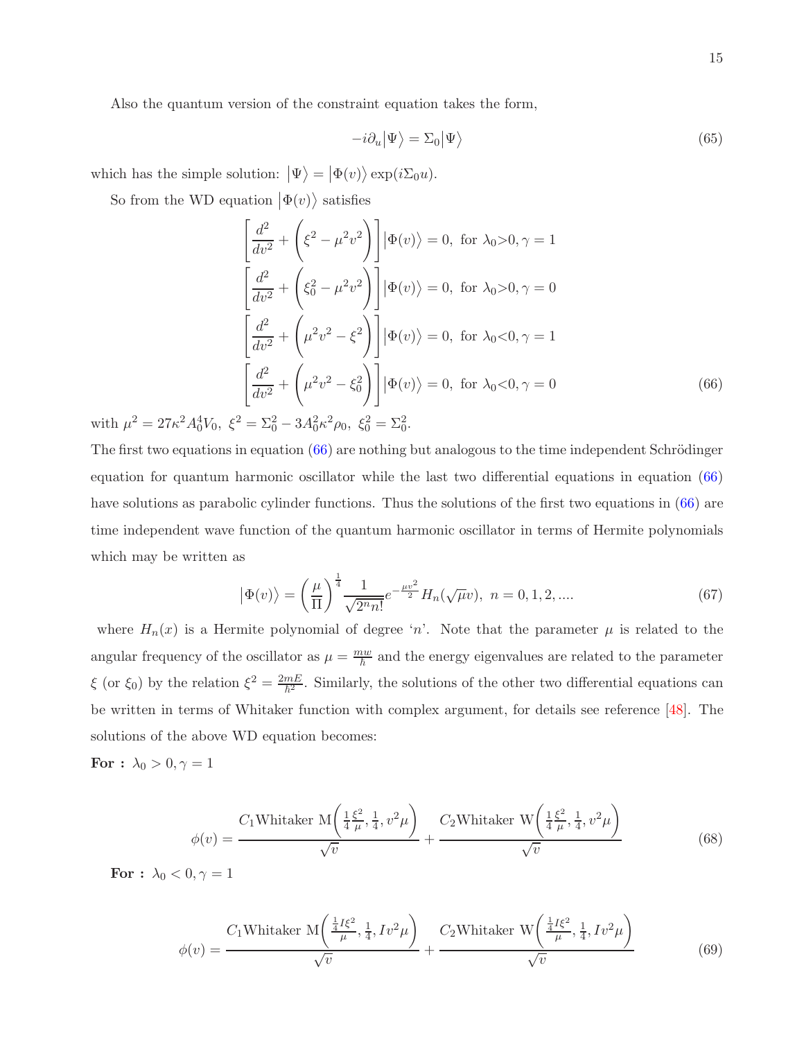Also the quantum version of the constraint equation takes the form,

$$-i\partial_u\big|\Psi\big\rangle = \Sigma_0\big|\Psi\big\rangle \tag{65}$$

which has the simple solution: $\big|\Psi\big\rangle = \big|\Phi(v)\big\rangle \exp(i\Sigma_0 u)$.

So from the WD equation $\big|\Phi(v)\big\rangle$ satisfies

$$\begin{aligned}
\left[\frac{d^2}{dv^2} + \left(\xi^2 - \mu^2 v^2\right)\right]\big|\Phi(v)\big\rangle = 0, &\ \text{ for } \lambda_0{>}0, \gamma = 1 \\
\left[\frac{d^2}{dv^2} + \left(\xi_0^2 - \mu^2 v^2\right)\right]\big|\Phi(v)\big\rangle = 0, &\ \text{ for } \lambda_0{>}0, \gamma = 0 \\
\left[\frac{d^2}{dv^2} + \left(\mu^2 v^2 - \xi^2\right)\right]\big|\Phi(v)\big\rangle = 0, &\ \text{ for } \lambda_0{<}0, \gamma = 1 \\
\left[\frac{d^2}{dv^2} + \left(\mu^2 v^2 - \xi_0^2\right)\right]\big|\Phi(v)\big\rangle = 0, &\ \text{ for } \lambda_0{<}0, \gamma = 0
\end{aligned} \tag{66}$$

with $\mu^2 = 27\kappa^2 A_0^4 V_0,\ \xi^2 = \Sigma_0^2 - 3A_0^2\kappa^2\rho_0,\ \xi_0^2 = \Sigma_0^2$.

The first two equations in equation (66) are nothing but analogous to the time independent Schrödinger equation for quantum harmonic oscillator while the last two differential equations in equation (66) have solutions as parabolic cylinder functions. Thus the solutions of the first two equations in (66) are time independent wave function of the quantum harmonic oscillator in terms of Hermite polynomials which may be written as

$$\big|\Phi(v)\big\rangle = \left(\frac{\mu}{\Pi}\right)^{\frac{1}{4}} \frac{1}{\sqrt{2^n n!}} e^{-\frac{\mu v^2}{2}} H_n(\sqrt{\mu} v),\ n = 0, 1, 2, .... \tag{67}$$

where $H_n(x)$ is a Hermite polynomial of degree '$n$'. Note that the parameter $\mu$ is related to the angular frequency of the oscillator as $\mu = \frac{mw}{\hbar}$ and the energy eigenvalues are related to the parameter $\xi$ (or $\xi_0$) by the relation $\xi^2 = \frac{2mE}{\hbar^2}$. Similarly, the solutions of the other two differential equations can be written in terms of Whitaker function with complex argument, for details see reference [48]. The solutions of the above WD equation becomes:

**For :** $\lambda_0 > 0, \gamma = 1$

$$\phi(v) = \frac{C_1 \text{Whitaker M}\left(\frac{1}{4}\frac{\xi^2}{\mu}, \frac{1}{4}, v^2\mu\right)}{\sqrt{v}} + \frac{C_2 \text{Whitaker W}\left(\frac{1}{4}\frac{\xi^2}{\mu}, \frac{1}{4}, v^2\mu\right)}{\sqrt{v}} \tag{68}$$

**For :** $\lambda_0 < 0, \gamma = 1$

$$\phi(v) = \frac{C_1 \text{Whitaker M}\left(\frac{\frac{1}{4}I\xi^2}{\mu}, \frac{1}{4}, Iv^2\mu\right)}{\sqrt{v}} + \frac{C_2 \text{Whitaker W}\left(\frac{\frac{1}{4}I\xi^2}{\mu}, \frac{1}{4}, Iv^2\mu\right)}{\sqrt{v}} \tag{69}$$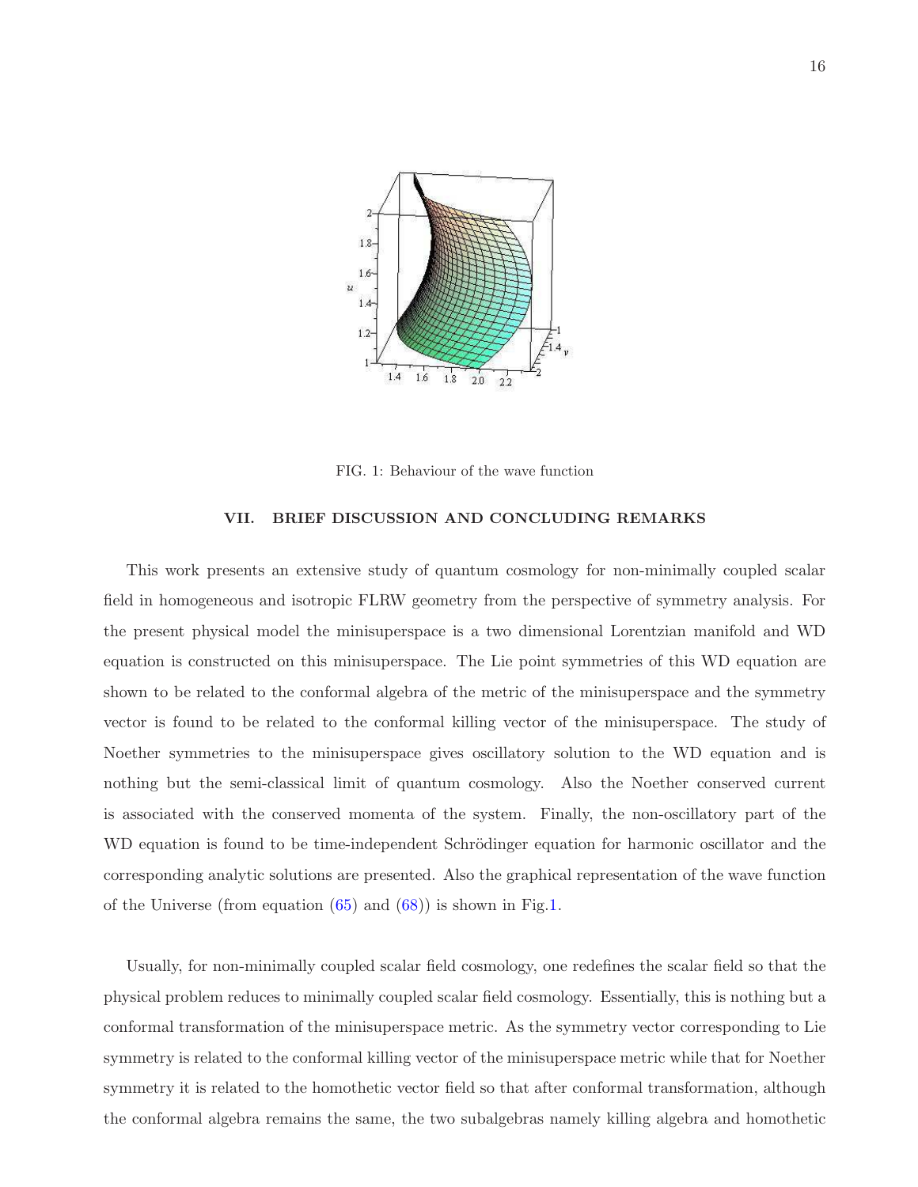FIG. 1: Behaviour of the wave function

## VII. BRIEF DISCUSSION AND CONCLUDING REMARKS

This work presents an extensive study of quantum cosmology for non-minimally coupled scalar field in homogeneous and isotropic FLRW geometry from the perspective of symmetry analysis. For the present physical model the minisuperspace is a two dimensional Lorentzian manifold and WD equation is constructed on this minisuperspace. The Lie point symmetries of this WD equation are shown to be related to the conformal algebra of the metric of the minisuperspace and the symmetry vector is found to be related to the conformal killing vector of the minisuperspace. The study of Noether symmetries to the minisuperspace gives oscillatory solution to the WD equation and is nothing but the semi-classical limit of quantum cosmology. Also the Noether conserved current is associated with the conserved momenta of the system. Finally, the non-oscillatory part of the WD equation is found to be time-independent Schrödinger equation for harmonic oscillator and the corresponding analytic solutions are presented. Also the graphical representation of the wave function of the Universe (from equation (65) and (68)) is shown in Fig.1.

Usually, for non-minimally coupled scalar field cosmology, one redefines the scalar field so that the physical problem reduces to minimally coupled scalar field cosmology. Essentially, this is nothing but a conformal transformation of the minisuperspace metric. As the symmetry vector corresponding to Lie symmetry is related to the conformal killing vector of the minisuperspace metric while that for Noether symmetry it is related to the homothetic vector field so that after conformal transformation, although the conformal algebra remains the same, the two subalgebras namely killing algebra and homothetic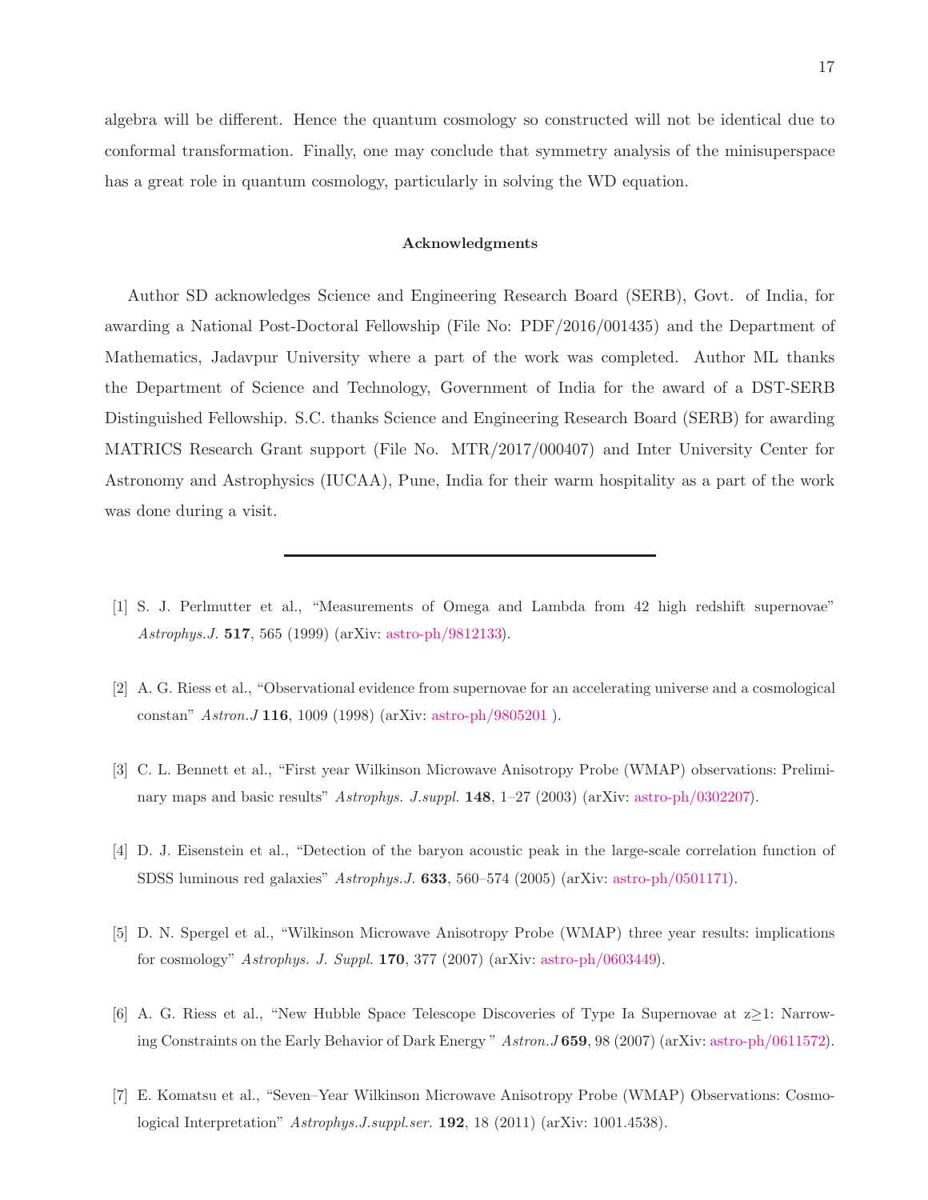algebra will be different. Hence the quantum cosmology so constructed will not be identical due to conformal transformation. Finally, one may conclude that symmetry analysis of the minisuperspace has a great role in quantum cosmology, particularly in solving the WD equation.

### Acknowledgments

Author SD acknowledges Science and Engineering Research Board (SERB), Govt. of India, for awarding a National Post-Doctoral Fellowship (File No: PDF/2016/001435) and the Department of Mathematics, Jadavpur University where a part of the work was completed. Author ML thanks the Department of Science and Technology, Government of India for the award of a DST-SERB Distinguished Fellowship. S.C. thanks Science and Engineering Research Board (SERB) for awarding MATRICS Research Grant support (File No. MTR/2017/000407) and Inter University Center for Astronomy and Astrophysics (IUCAA), Pune, India for their warm hospitality as a part of the work was done during a visit.

---

[1] S. J. Perlmutter et al., "Measurements of Omega and Lambda from 42 high redshift supernovae" *Astrophys.J.* **517**, 565 (1999) (arXiv: astro-ph/9812133).

[2] A. G. Riess et al., "Observational evidence from supernovae for an accelerating universe and a cosmological constan" *Astron.J* **116**, 1009 (1998) (arXiv: astro-ph/9805201 ).

[3] C. L. Bennett et al., "First year Wilkinson Microwave Anisotropy Probe (WMAP) observations: Preliminary maps and basic results" *Astrophys. J.suppl.* **148**, 1–27 (2003) (arXiv: astro-ph/0302207).

[4] D. J. Eisenstein et al., "Detection of the baryon acoustic peak in the large-scale correlation function of SDSS luminous red galaxies" *Astrophys.J.* **633**, 560–574 (2005) (arXiv: astro-ph/0501171).

[5] D. N. Spergel et al., "Wilkinson Microwave Anisotropy Probe (WMAP) three year results: implications for cosmology" *Astrophys. J. Suppl.* **170**, 377 (2007) (arXiv: astro-ph/0603449).

[6] A. G. Riess et al., "New Hubble Space Telescope Discoveries of Type Ia Supernovae at z≥1: Narrowing Constraints on the Early Behavior of Dark Energy " *Astron.J* **659**, 98 (2007) (arXiv: astro-ph/0611572).

[7] E. Komatsu et al., "Seven–Year Wilkinson Microwave Anisotropy Probe (WMAP) Observations: Cosmological Interpretation" *Astrophys.J.suppl.ser.* **192**, 18 (2011) (arXiv: 1001.4538).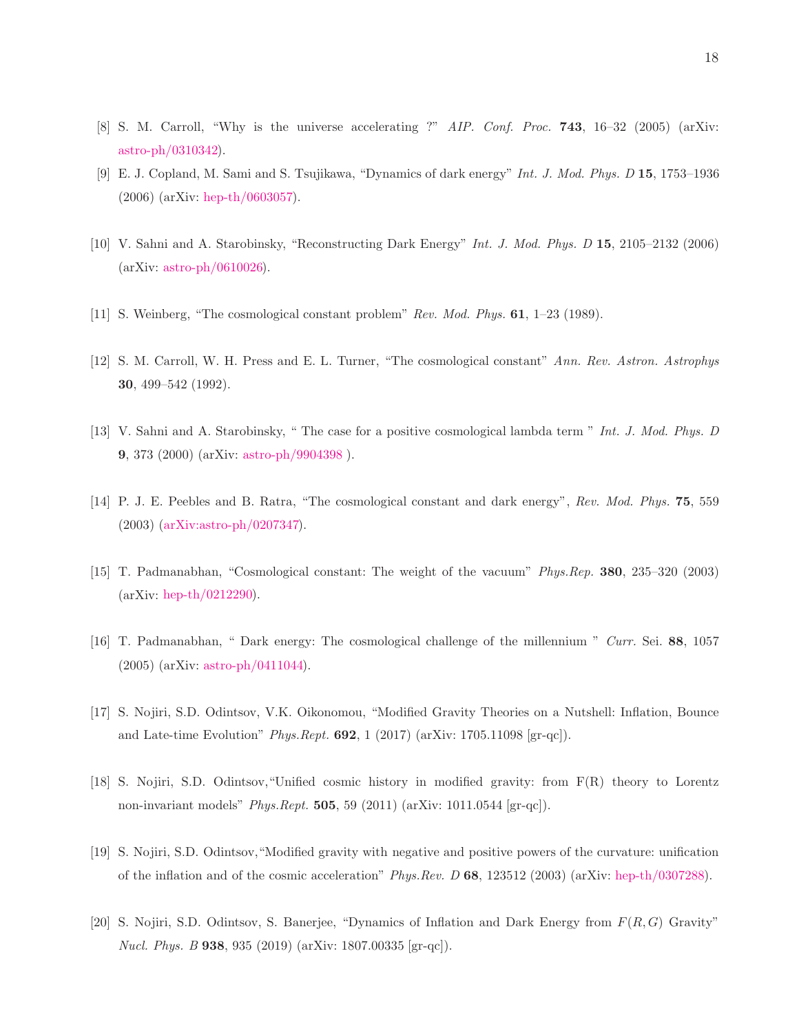[8] S. M. Carroll, "Why is the universe accelerating ?" *AIP. Conf. Proc.* **743**, 16–32 (2005) (arXiv: astro-ph/0310342).

[9] E. J. Copland, M. Sami and S. Tsujikawa, "Dynamics of dark energy" *Int. J. Mod. Phys. D* **15**, 1753–1936 (2006) (arXiv: hep-th/0603057).

[10] V. Sahni and A. Starobinsky, "Reconstructing Dark Energy" *Int. J. Mod. Phys. D* **15**, 2105–2132 (2006) (arXiv: astro-ph/0610026).

[11] S. Weinberg, "The cosmological constant problem" *Rev. Mod. Phys.* **61**, 1–23 (1989).

[12] S. M. Carroll, W. H. Press and E. L. Turner, "The cosmological constant" *Ann. Rev. Astron. Astrophys* **30**, 499–542 (1992).

[13] V. Sahni and A. Starobinsky, " The case for a positive cosmological lambda term " *Int. J. Mod. Phys. D* **9**, 373 (2000) (arXiv: astro-ph/9904398 ).

[14] P. J. E. Peebles and B. Ratra, "The cosmological constant and dark energy", *Rev. Mod. Phys.* **75**, 559 (2003) (arXiv:astro-ph/0207347).

[15] T. Padmanabhan, "Cosmological constant: The weight of the vacuum" *Phys.Rep.* **380**, 235–320 (2003) (arXiv: hep-th/0212290).

[16] T. Padmanabhan, " Dark energy: The cosmological challenge of the millennium " *Curr.* Sei. **88**, 1057 (2005) (arXiv: astro-ph/0411044).

[17] S. Nojiri, S.D. Odintsov, V.K. Oikonomou, "Modified Gravity Theories on a Nutshell: Inflation, Bounce and Late-time Evolution" *Phys.Rept.* **692**, 1 (2017) (arXiv: 1705.11098 [gr-qc]).

[18] S. Nojiri, S.D. Odintsov,"Unified cosmic history in modified gravity: from F(R) theory to Lorentz non-invariant models" *Phys.Rept.* **505**, 59 (2011) (arXiv: 1011.0544 [gr-qc]).

[19] S. Nojiri, S.D. Odintsov,"Modified gravity with negative and positive powers of the curvature: unification of the inflation and of the cosmic acceleration" *Phys.Rev. D* **68**, 123512 (2003) (arXiv: hep-th/0307288).

[20] S. Nojiri, S.D. Odintsov, S. Banerjee, "Dynamics of Inflation and Dark Energy from $F(R,G)$ Gravity" *Nucl. Phys. B* **938**, 935 (2019) (arXiv: 1807.00335 [gr-qc]).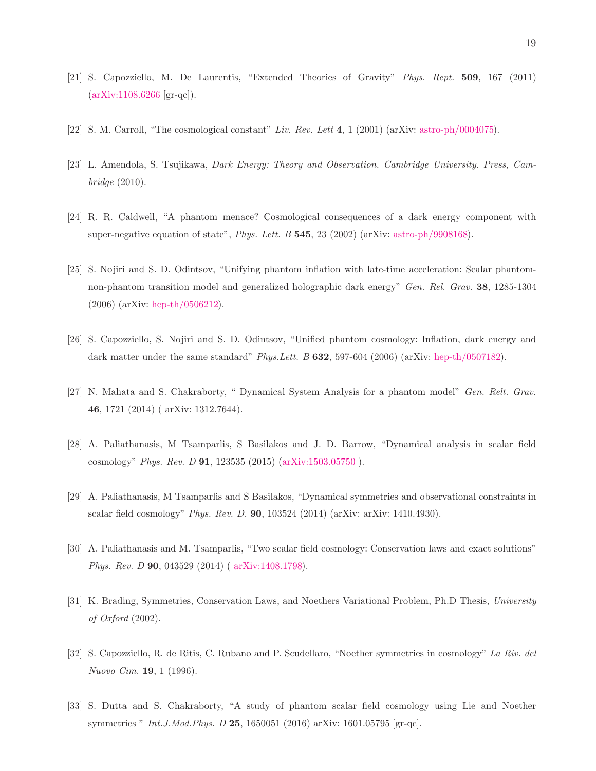[21] S. Capozziello, M. De Laurentis, "Extended Theories of Gravity" *Phys. Rept.* **509**, 167 (2011) (arXiv:1108.6266 [gr-qc]).

[22] S. M. Carroll, "The cosmological constant" *Liv. Rev. Lett* **4**, 1 (2001) (arXiv: astro-ph/0004075).

[23] L. Amendola, S. Tsujikawa, *Dark Energy: Theory and Observation. Cambridge University. Press, Cambridge* (2010).

[24] R. R. Caldwell, "A phantom menace? Cosmological consequences of a dark energy component with super-negative equation of state", *Phys. Lett. B* **545**, 23 (2002) (arXiv: astro-ph/9908168).

[25] S. Nojiri and S. D. Odintsov, "Unifying phantom inflation with late-time acceleration: Scalar phantom-non-phantom transition model and generalized holographic dark energy" *Gen. Rel. Grav.* **38**, 1285-1304 (2006) (arXiv: hep-th/0506212).

[26] S. Capozziello, S. Nojiri and S. D. Odintsov, "Unified phantom cosmology: Inflation, dark energy and dark matter under the same standard" *Phys.Lett. B* **632**, 597-604 (2006) (arXiv: hep-th/0507182).

[27] N. Mahata and S. Chakraborty, " Dynamical System Analysis for a phantom model" *Gen. Relt. Grav.* **46**, 1721 (2014) ( arXiv: 1312.7644).

[28] A. Paliathanasis, M Tsamparlis, S Basilakos and J. D. Barrow, "Dynamical analysis in scalar field cosmology" *Phys. Rev. D* **91**, 123535 (2015) (arXiv:1503.05750 ).

[29] A. Paliathanasis, M Tsamparlis and S Basilakos, "Dynamical symmetries and observational constraints in scalar field cosmology" *Phys. Rev. D.* **90**, 103524 (2014) (arXiv: arXiv: 1410.4930).

[30] A. Paliathanasis and M. Tsamparlis, "Two scalar field cosmology: Conservation laws and exact solutions" *Phys. Rev. D* **90**, 043529 (2014) ( arXiv:1408.1798).

[31] K. Brading, Symmetries, Conservation Laws, and Noethers Variational Problem, Ph.D Thesis, *University of Oxford* (2002).

[32] S. Capozziello, R. de Ritis, C. Rubano and P. Scudellaro, "Noether symmetries in cosmology" *La Riv. del Nuovo Cim.* **19**, 1 (1996).

[33] S. Dutta and S. Chakraborty, "A study of phantom scalar field cosmology using Lie and Noether symmetries " *Int.J.Mod.Phys. D* **25**, 1650051 (2016) arXiv: 1601.05795 [gr-qc].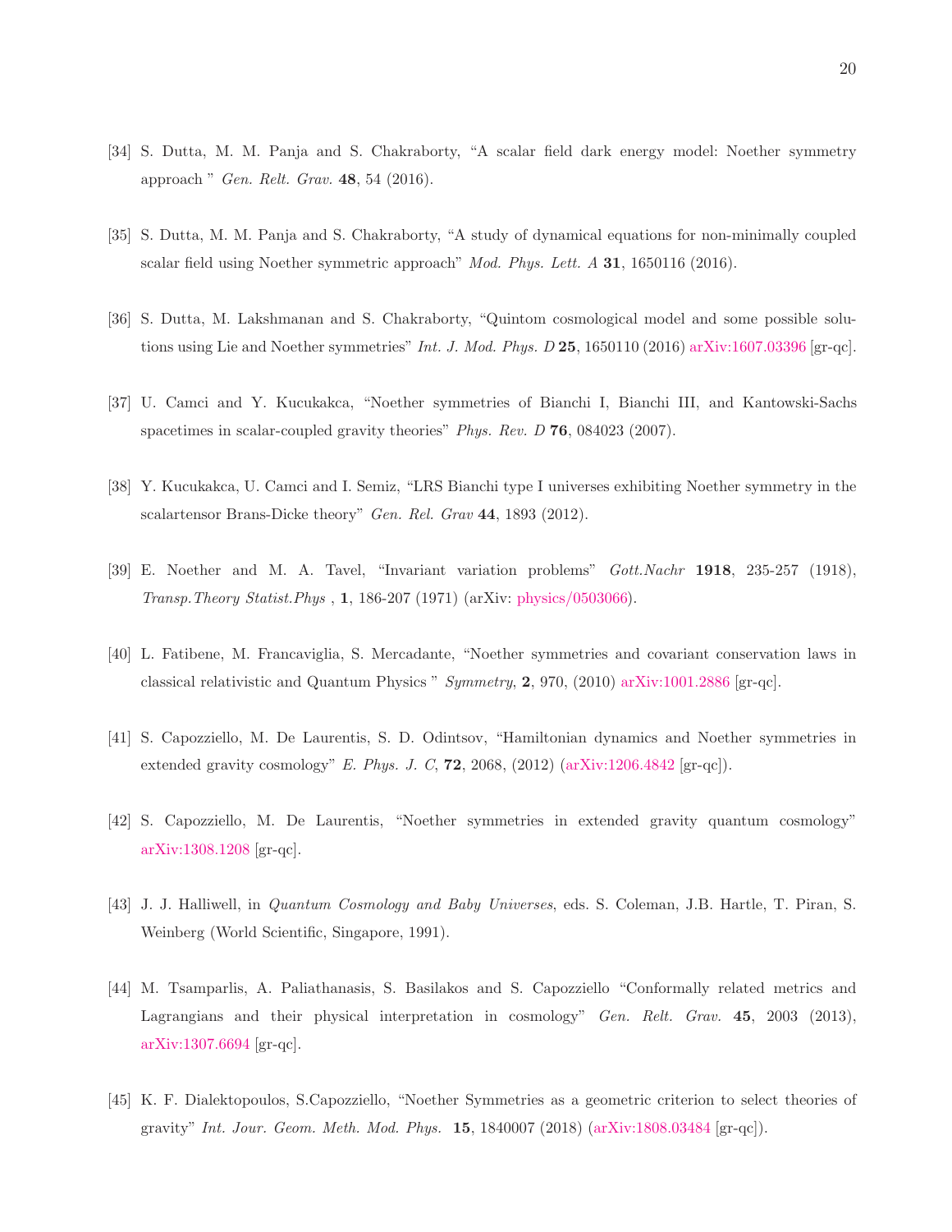[34] S. Dutta, M. M. Panja and S. Chakraborty, "A scalar field dark energy model: Noether symmetry approach " *Gen. Relt. Grav.* **48**, 54 (2016).

[35] S. Dutta, M. M. Panja and S. Chakraborty, "A study of dynamical equations for non-minimally coupled scalar field using Noether symmetric approach" *Mod. Phys. Lett. A* **31**, 1650116 (2016).

[36] S. Dutta, M. Lakshmanan and S. Chakraborty, "Quintom cosmological model and some possible solutions using Lie and Noether symmetries" *Int. J. Mod. Phys. D* **25**, 1650110 (2016) arXiv:1607.03396 [gr-qc].

[37] U. Camci and Y. Kucukakca, "Noether symmetries of Bianchi I, Bianchi III, and Kantowski-Sachs spacetimes in scalar-coupled gravity theories" *Phys. Rev. D* **76**, 084023 (2007).

[38] Y. Kucukakca, U. Camci and I. Semiz, "LRS Bianchi type I universes exhibiting Noether symmetry in the scalartensor Brans-Dicke theory" *Gen. Rel. Grav* **44**, 1893 (2012).

[39] E. Noether and M. A. Tavel, "Invariant variation problems" *Gott.Nachr* **1918**, 235-257 (1918), *Transp.Theory Statist.Phys* , **1**, 186-207 (1971) (arXiv: physics/0503066).

[40] L. Fatibene, M. Francaviglia, S. Mercadante, "Noether symmetries and covariant conservation laws in classical relativistic and Quantum Physics " *Symmetry*, **2**, 970, (2010) arXiv:1001.2886 [gr-qc].

[41] S. Capozziello, M. De Laurentis, S. D. Odintsov, "Hamiltonian dynamics and Noether symmetries in extended gravity cosmology" *E. Phys. J. C*, **72**, 2068, (2012) (arXiv:1206.4842 [gr-qc]).

[42] S. Capozziello, M. De Laurentis, "Noether symmetries in extended gravity quantum cosmology" arXiv:1308.1208 [gr-qc].

[43] J. J. Halliwell, in *Quantum Cosmology and Baby Universes*, eds. S. Coleman, J.B. Hartle, T. Piran, S. Weinberg (World Scientific, Singapore, 1991).

[44] M. Tsamparlis, A. Paliathanasis, S. Basilakos and S. Capozziello "Conformally related metrics and Lagrangians and their physical interpretation in cosmology" *Gen. Relt. Grav.* **45**, 2003 (2013), arXiv:1307.6694 [gr-qc].

[45] K. F. Dialektopoulos, S.Capozziello, "Noether Symmetries as a geometric criterion to select theories of gravity" *Int. Jour. Geom. Meth. Mod. Phys.* **15**, 1840007 (2018) (arXiv:1808.03484 [gr-qc]).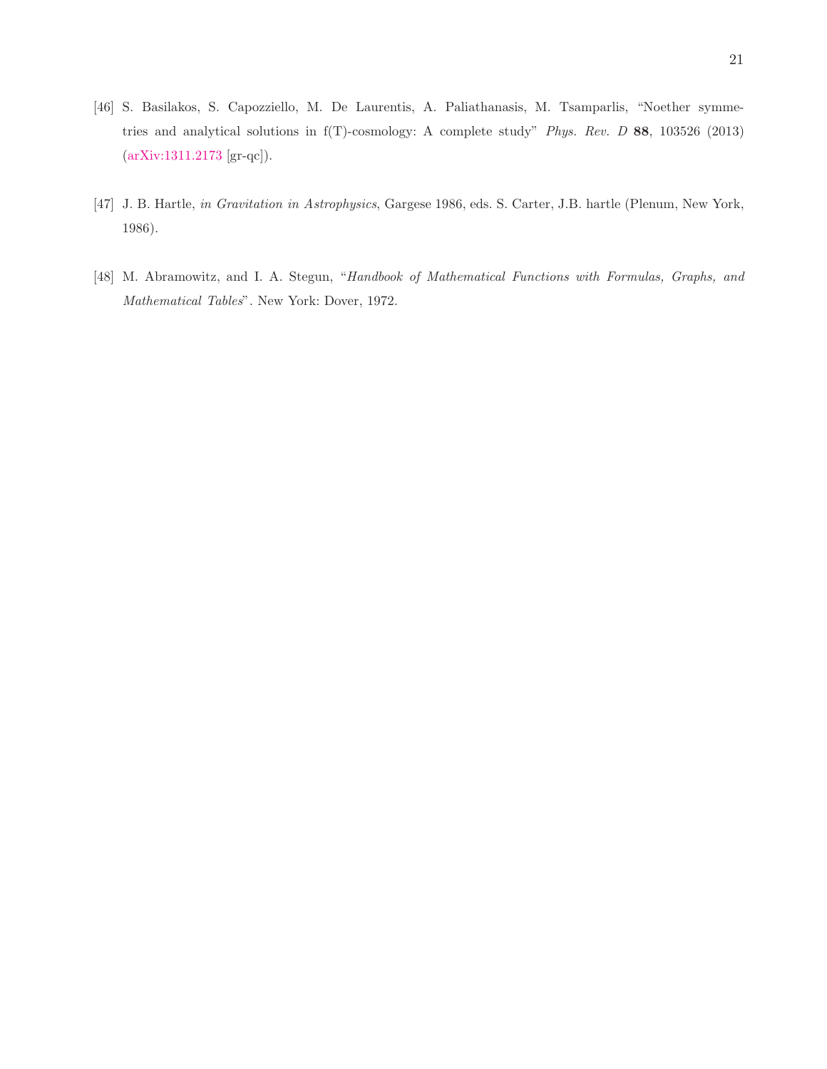[46] S. Basilakos, S. Capozziello, M. De Laurentis, A. Paliathanasis, M. Tsamparlis, "Noether symmetries and analytical solutions in f(T)-cosmology: A complete study" *Phys. Rev. D* **88**, 103526 (2013) (arXiv:1311.2173 [gr-qc]).

[47] J. B. Hartle, *in Gravitation in Astrophysics*, Gargese 1986, eds. S. Carter, J.B. hartle (Plenum, New York, 1986).

[48] M. Abramowitz, and I. A. Stegun, "*Handbook of Mathematical Functions with Formulas, Graphs, and Mathematical Tables*". New York: Dover, 1972.